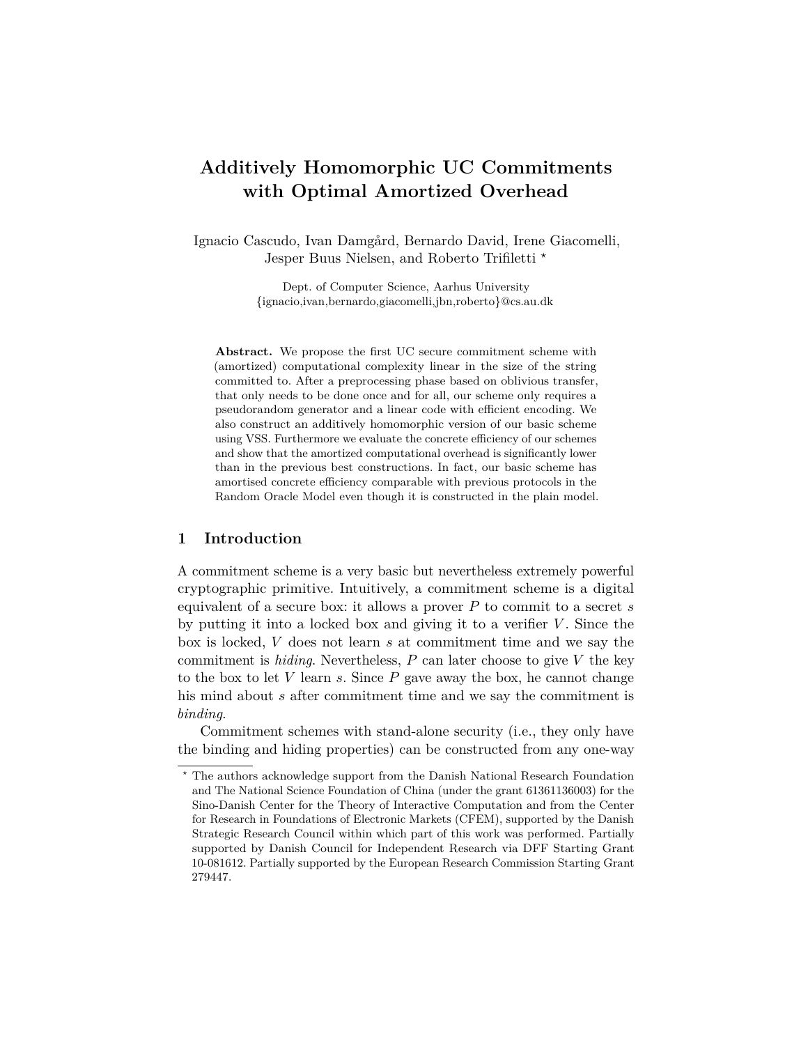# Additively Homomorphic UC Commitments with Optimal Amortized Overhead

Ignacio Cascudo, Ivan Damgård, Bernardo David, Irene Giacomelli, Jesper Buus Nielsen, and Roberto Trifiletti *

Dept. of Computer Science, Aarhus University
{ignacio,ivan,bernardo,giacomelli,jbn,roberto}@cs.au.dk

**Abstract.** We propose the first UC secure commitment scheme with (amortized) computational complexity linear in the size of the string committed to. After a preprocessing phase based on oblivious transfer, that only needs to be done once and for all, our scheme only requires a pseudorandom generator and a linear code with efficient encoding. We also construct an additively homomorphic version of our basic scheme using VSS. Furthermore we evaluate the concrete efficiency of our schemes and show that the amortized computational overhead is significantly lower than in the previous best constructions. In fact, our basic scheme has amortised concrete efficiency comparable with previous protocols in the Random Oracle Model even though it is constructed in the plain model.

## 1 Introduction

A commitment scheme is a very basic but nevertheless extremely powerful cryptographic primitive. Intuitively, a commitment scheme is a digital equivalent of a secure box: it allows a prover $P$ to commit to a secret $s$ by putting it into a locked box and giving it to a verifier $V$. Since the box is locked, $V$ does not learn $s$ at commitment time and we say the commitment is *hiding*. Nevertheless, $P$ can later choose to give $V$ the key to the box to let $V$ learn $s$. Since $P$ gave away the box, he cannot change his mind about $s$ after commitment time and we say the commitment is *binding*.

Commitment schemes with stand-alone security (i.e., they only have the binding and hiding properties) can be constructed from any one-way

* The authors acknowledge support from the Danish National Research Foundation and The National Science Foundation of China (under the grant 61361136003) for the Sino-Danish Center for the Theory of Interactive Computation and from the Center for Research in Foundations of Electronic Markets (CFEM), supported by the Danish Strategic Research Council within which part of this work was performed. Partially supported by Danish Council for Independent Research via DFF Starting Grant 10-081612. Partially supported by the European Research Commission Starting Grant 279447.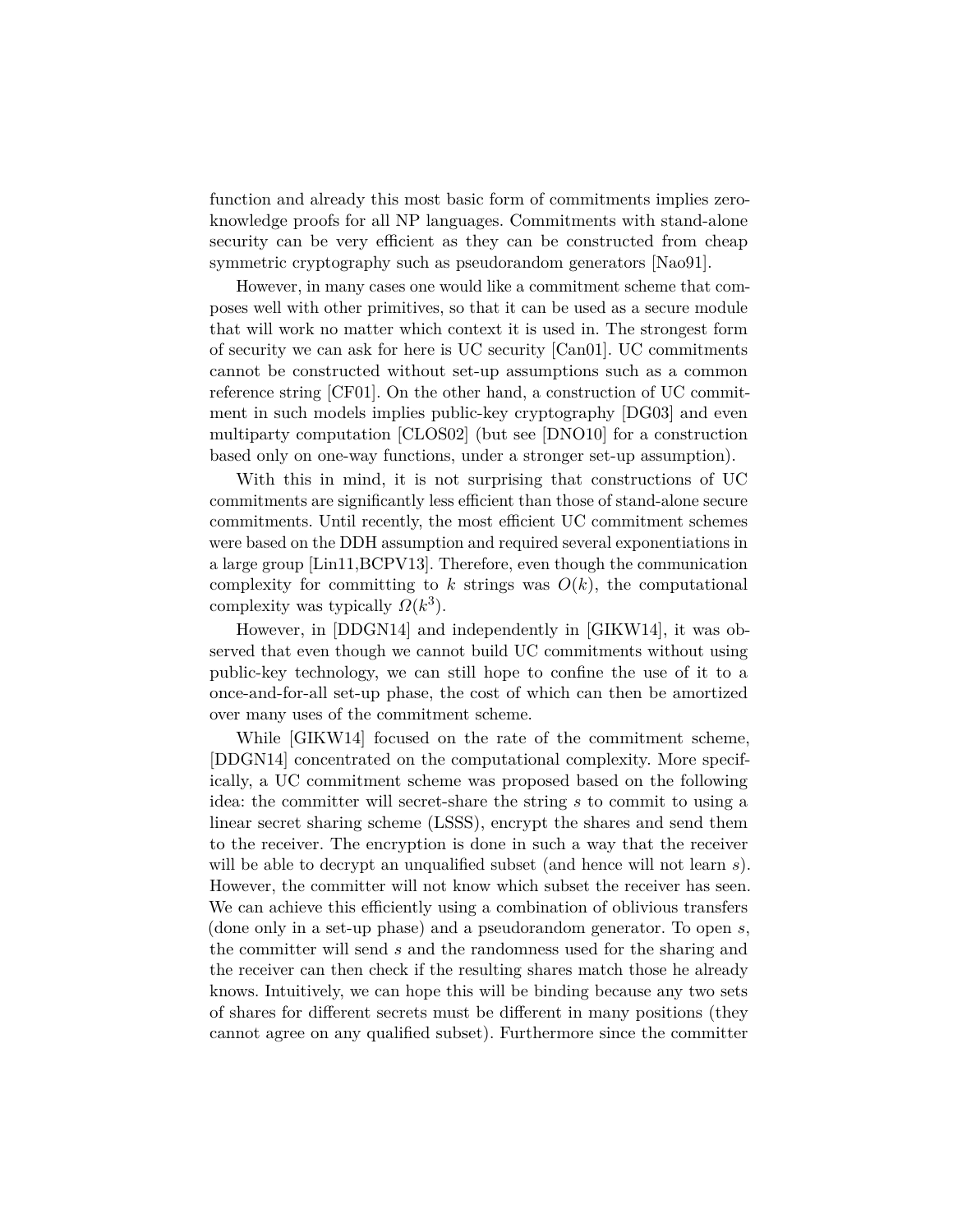function and already this most basic form of commitments implies zero-knowledge proofs for all NP languages. Commitments with stand-alone security can be very efficient as they can be constructed from cheap symmetric cryptography such as pseudorandom generators [Nao91].

However, in many cases one would like a commitment scheme that composes well with other primitives, so that it can be used as a secure module that will work no matter which context it is used in. The strongest form of security we can ask for here is UC security [Can01]. UC commitments cannot be constructed without set-up assumptions such as a common reference string [CF01]. On the other hand, a construction of UC commitment in such models implies public-key cryptography [DG03] and even multiparty computation [CLOS02] (but see [DNO10] for a construction based only on one-way functions, under a stronger set-up assumption).

With this in mind, it is not surprising that constructions of UC commitments are significantly less efficient than those of stand-alone secure commitments. Until recently, the most efficient UC commitment schemes were based on the DDH assumption and required several exponentiations in a large group [Lin11,BCPV13]. Therefore, even though the communication complexity for committing to $k$ strings was $O(k)$, the computational complexity was typically $\Omega(k^3)$.

However, in [DDGN14] and independently in [GIKW14], it was observed that even though we cannot build UC commitments without using public-key technology, we can still hope to confine the use of it to a once-and-for-all set-up phase, the cost of which can then be amortized over many uses of the commitment scheme.

While [GIKW14] focused on the rate of the commitment scheme, [DDGN14] concentrated on the computational complexity. More specifically, a UC commitment scheme was proposed based on the following idea: the committer will secret-share the string $s$ to commit to using a linear secret sharing scheme (LSSS), encrypt the shares and send them to the receiver. The encryption is done in such a way that the receiver will be able to decrypt an unqualified subset (and hence will not learn $s$). However, the committer will not know which subset the receiver has seen. We can achieve this efficiently using a combination of oblivious transfers (done only in a set-up phase) and a pseudorandom generator. To open $s$, the committer will send $s$ and the randomness used for the sharing and the receiver can then check if the resulting shares match those he already knows. Intuitively, we can hope this will be binding because any two sets of shares for different secrets must be different in many positions (they cannot agree on any qualified subset). Furthermore since the committer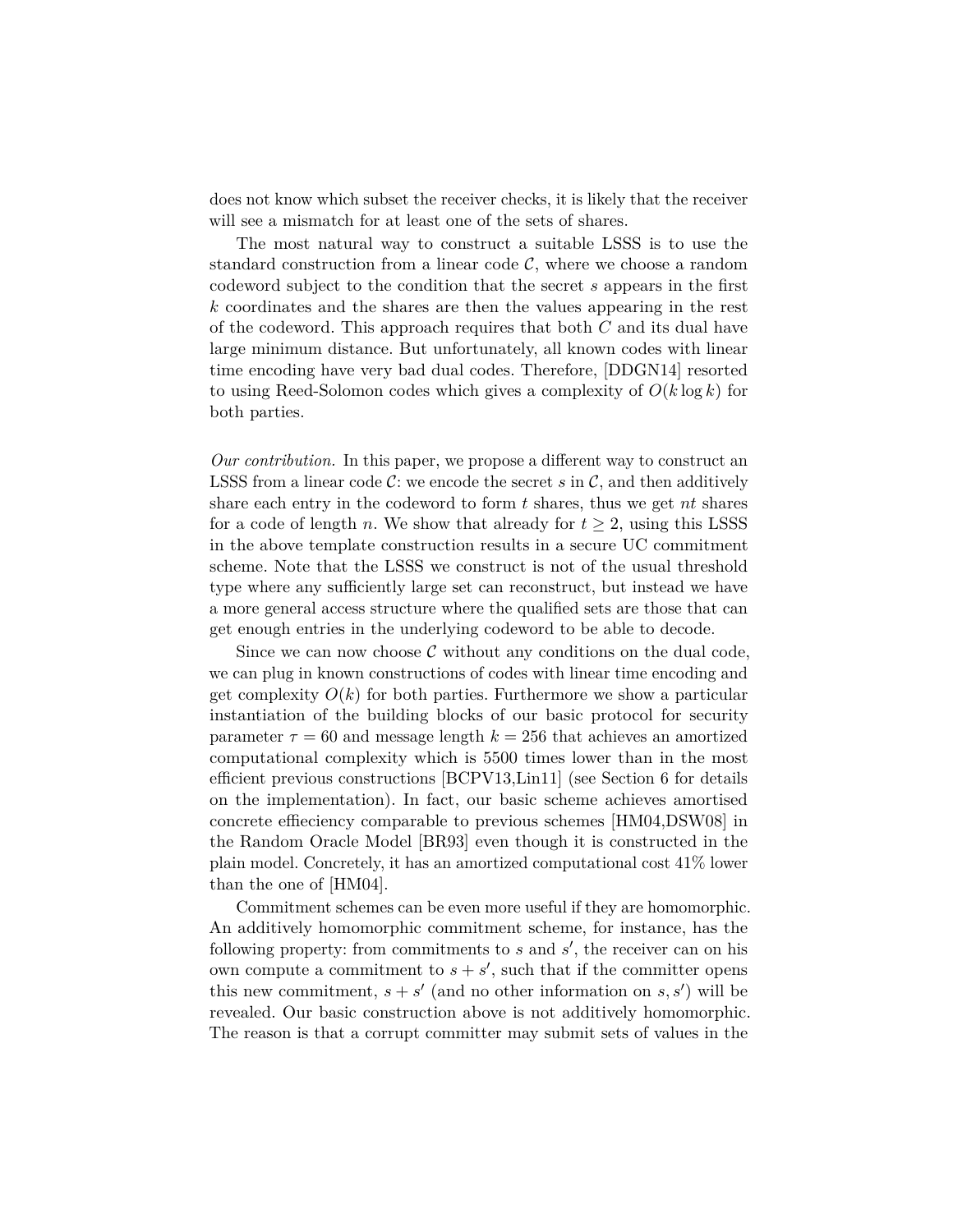does not know which subset the receiver checks, it is likely that the receiver will see a mismatch for at least one of the sets of shares.

The most natural way to construct a suitable LSSS is to use the standard construction from a linear code $\mathcal{C}$, where we choose a random codeword subject to the condition that the secret $s$ appears in the first $k$ coordinates and the shares are then the values appearing in the rest of the codeword. This approach requires that both $C$ and its dual have large minimum distance. But unfortunately, all known codes with linear time encoding have very bad dual codes. Therefore, [DDGN14] resorted to using Reed-Solomon codes which gives a complexity of $O(k \log k)$ for both parties.

*Our contribution.* In this paper, we propose a different way to construct an LSSS from a linear code $\mathcal{C}$: we encode the secret $s$ in $\mathcal{C}$, and then additively share each entry in the codeword to form $t$ shares, thus we get $nt$ shares for a code of length $n$. We show that already for $t \geq 2$, using this LSSS in the above template construction results in a secure UC commitment scheme. Note that the LSSS we construct is not of the usual threshold type where any sufficiently large set can reconstruct, but instead we have a more general access structure where the qualified sets are those that can get enough entries in the underlying codeword to be able to decode.

Since we can now choose $\mathcal{C}$ without any conditions on the dual code, we can plug in known constructions of codes with linear time encoding and get complexity $O(k)$ for both parties. Furthermore we show a particular instantiation of the building blocks of our basic protocol for security parameter $\tau = 60$ and message length $k = 256$ that achieves an amortized computational complexity which is 5500 times lower than in the most efficient previous constructions [BCPV13,Lin11] (see Section 6 for details on the implementation). In fact, our basic scheme achieves amortised concrete effieciency comparable to previous schemes [HM04,DSW08] in the Random Oracle Model [BR93] even though it is constructed in the plain model. Concretely, it has an amortized computational cost 41% lower than the one of [HM04].

Commitment schemes can be even more useful if they are homomorphic. An additively homomorphic commitment scheme, for instance, has the following property: from commitments to $s$ and $s'$, the receiver can on his own compute a commitment to $s + s'$, such that if the committer opens this new commitment, $s + s'$ (and no other information on $s, s'$) will be revealed. Our basic construction above is not additively homomorphic. The reason is that a corrupt committer may submit sets of values in the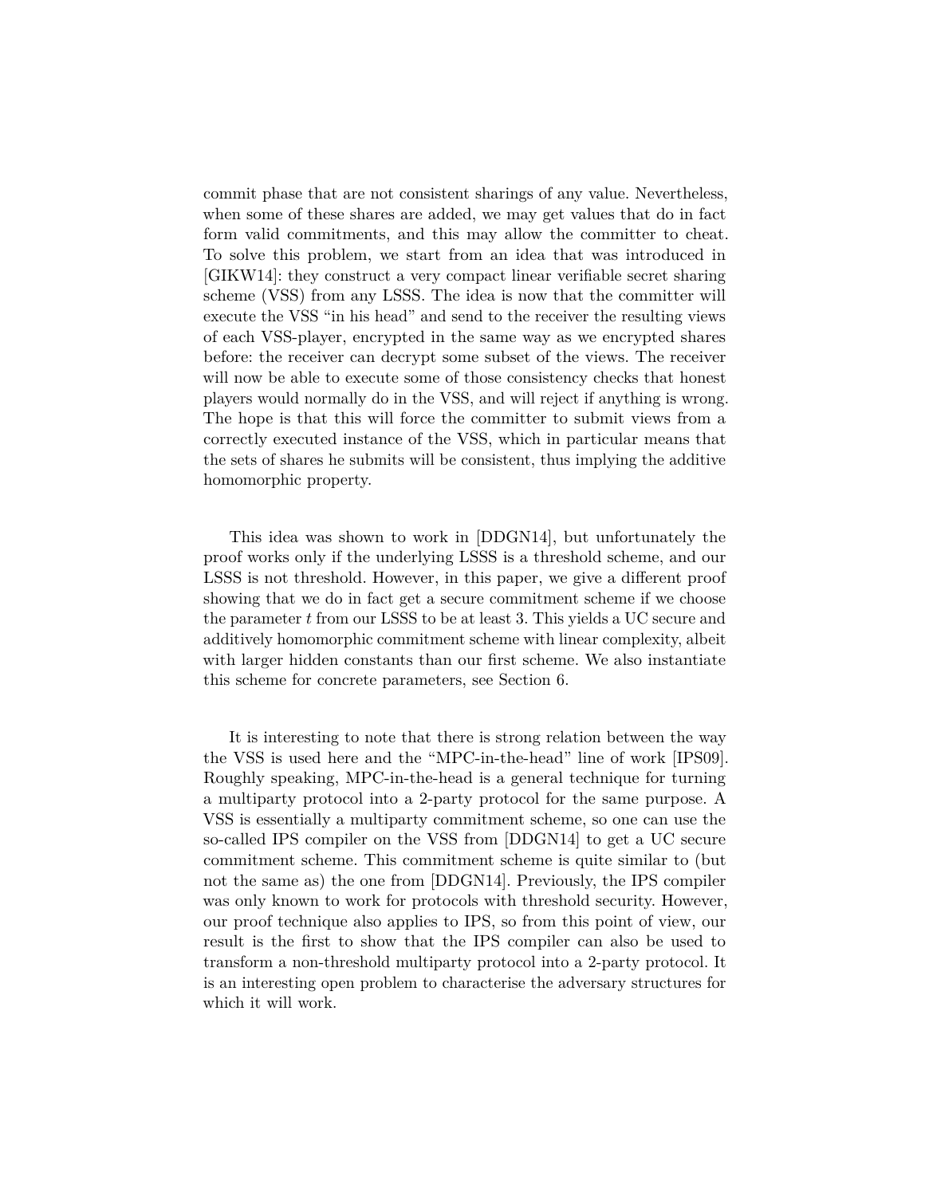commit phase that are not consistent sharings of any value. Nevertheless, when some of these shares are added, we may get values that do in fact form valid commitments, and this may allow the committer to cheat. To solve this problem, we start from an idea that was introduced in [GIKW14]: they construct a very compact linear verifiable secret sharing scheme (VSS) from any LSSS. The idea is now that the committer will execute the VSS "in his head" and send to the receiver the resulting views of each VSS-player, encrypted in the same way as we encrypted shares before: the receiver can decrypt some subset of the views. The receiver will now be able to execute some of those consistency checks that honest players would normally do in the VSS, and will reject if anything is wrong. The hope is that this will force the committer to submit views from a correctly executed instance of the VSS, which in particular means that the sets of shares he submits will be consistent, thus implying the additive homomorphic property.

This idea was shown to work in [DDGN14], but unfortunately the proof works only if the underlying LSSS is a threshold scheme, and our LSSS is not threshold. However, in this paper, we give a different proof showing that we do in fact get a secure commitment scheme if we choose the parameter $t$ from our LSSS to be at least 3. This yields a UC secure and additively homomorphic commitment scheme with linear complexity, albeit with larger hidden constants than our first scheme. We also instantiate this scheme for concrete parameters, see Section 6.

It is interesting to note that there is strong relation between the way the VSS is used here and the "MPC-in-the-head" line of work [IPS09]. Roughly speaking, MPC-in-the-head is a general technique for turning a multiparty protocol into a 2-party protocol for the same purpose. A VSS is essentially a multiparty commitment scheme, so one can use the so-called IPS compiler on the VSS from [DDGN14] to get a UC secure commitment scheme. This commitment scheme is quite similar to (but not the same as) the one from [DDGN14]. Previously, the IPS compiler was only known to work for protocols with threshold security. However, our proof technique also applies to IPS, so from this point of view, our result is the first to show that the IPS compiler can also be used to transform a non-threshold multiparty protocol into a 2-party protocol. It is an interesting open problem to characterise the adversary structures for which it will work.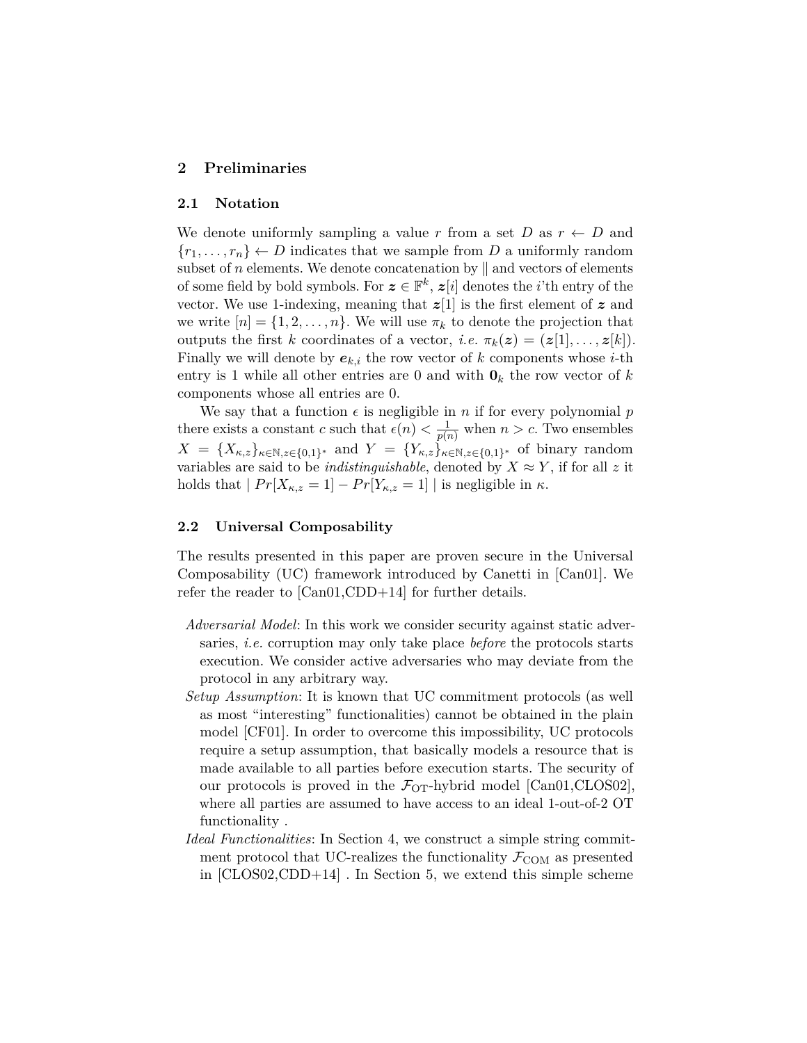## 2 Preliminaries

### 2.1 Notation

We denote uniformly sampling a value $r$ from a set $D$ as $r \leftarrow D$ and $\{r_1, \ldots, r_n\} \leftarrow D$ indicates that we sample from $D$ a uniformly random subset of $n$ elements. We denote concatenation by $\|$ and vectors of elements of some field by bold symbols. For $\boldsymbol{z} \in \mathbb{F}^k$, $\boldsymbol{z}[i]$ denotes the $i$'th entry of the vector. We use 1-indexing, meaning that $\boldsymbol{z}[1]$ is the first element of $\boldsymbol{z}$ and we write $[n] = \{1, 2, \ldots, n\}$. We will use $\pi_k$ to denote the projection that outputs the first $k$ coordinates of a vector, *i.e.* $\pi_k(\boldsymbol{z}) = (\boldsymbol{z}[1], \ldots, \boldsymbol{z}[k])$. Finally we will denote by $\boldsymbol{e}_{k,i}$ the row vector of $k$ components whose $i$-th entry is 1 while all other entries are 0 and with $\boldsymbol{0}_k$ the row vector of $k$ components whose all entries are 0.

We say that a function $\epsilon$ is negligible in $n$ if for every polynomial $p$ there exists a constant $c$ such that $\epsilon(n) < \frac{1}{p(n)}$ when $n > c$. Two ensembles $X = \{X_{\kappa,z}\}_{\kappa \in \mathbb{N}, z \in \{0,1\}^*}$ and $Y = \{Y_{\kappa,z}\}_{\kappa \in \mathbb{N}, z \in \{0,1\}^*}$ of binary random variables are said to be *indistinguishable*, denoted by $X \approx Y$, if for all $z$ it holds that $| \; Pr[X_{\kappa,z} = 1] - Pr[Y_{\kappa,z} = 1] \; |$ is negligible in $\kappa$.

### 2.2 Universal Composability

The results presented in this paper are proven secure in the Universal Composability (UC) framework introduced by Canetti in [Can01]. We refer the reader to [Can01,CDD+14] for further details.

- *Adversarial Model*: In this work we consider security against static adversaries, *i.e.* corruption may only take place *before* the protocols starts execution. We consider active adversaries who may deviate from the protocol in any arbitrary way.
- *Setup Assumption*: It is known that UC commitment protocols (as well as most "interesting" functionalities) cannot be obtained in the plain model [CF01]. In order to overcome this impossibility, UC protocols require a setup assumption, that basically models a resource that is made available to all parties before execution starts. The security of our protocols is proved in the $\mathcal{F}_{\mathrm{OT}}$-hybrid model [Can01,CLOS02], where all parties are assumed to have access to an ideal 1-out-of-2 OT functionality .
- *Ideal Functionalities*: In Section 4, we construct a simple string commitment protocol that UC-realizes the functionality $\mathcal{F}_{\mathrm{COM}}$ as presented in [CLOS02,CDD+14] . In Section 5, we extend this simple scheme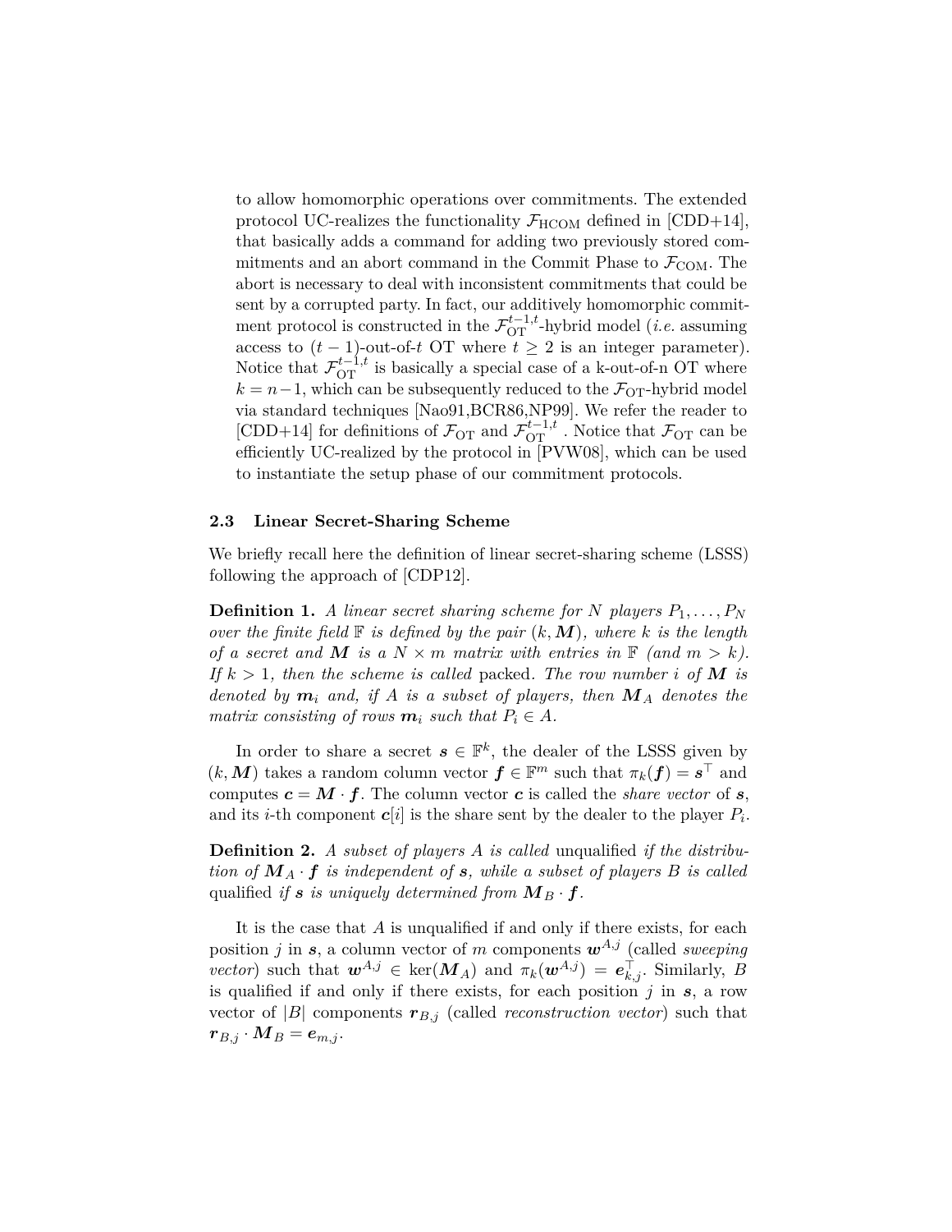to allow homomorphic operations over commitments. The extended protocol UC-realizes the functionality $\mathcal{F}_{\mathrm{HCOM}}$ defined in [CDD+14], that basically adds a command for adding two previously stored commitments and an abort command in the Commit Phase to $\mathcal{F}_{\mathrm{COM}}$. The abort is necessary to deal with inconsistent commitments that could be sent by a corrupted party. In fact, our additively homomorphic commitment protocol is constructed in the $\mathcal{F}_{\mathrm{OT}}^{t-1,t}$-hybrid model (*i.e.* assuming access to $(t-1)$-out-of-$t$ OT where $t \geq 2$ is an integer parameter). Notice that $\mathcal{F}_{\mathrm{OT}}^{t-1,t}$ is basically a special case of a k-out-of-n OT where $k = n-1$, which can be subsequently reduced to the $\mathcal{F}_{\mathrm{OT}}$-hybrid model via standard techniques [Nao91,BCR86,NP99]. We refer the reader to [CDD+14] for definitions of $\mathcal{F}_{\mathrm{OT}}$ and $\mathcal{F}_{\mathrm{OT}}^{t-1,t}$ . Notice that $\mathcal{F}_{\mathrm{OT}}$ can be efficiently UC-realized by the protocol in [PVW08], which can be used to instantiate the setup phase of our commitment protocols.

### 2.3 Linear Secret-Sharing Scheme

We briefly recall here the definition of linear secret-sharing scheme (LSSS) following the approach of [CDP12].

**Definition 1.** *A linear secret sharing scheme for $N$ players $P_1, \ldots, P_N$ over the finite field $\mathbb{F}$ is defined by the pair $(k, \boldsymbol{M})$, where $k$ is the length of a secret and $\boldsymbol{M}$ is a $N \times m$ matrix with entries in $\mathbb{F}$ (and $m > k$). If $k > 1$, then the scheme is called* packed*. The row number $i$ of $\boldsymbol{M}$ is denoted by $\boldsymbol{m}_i$ and, if $A$ is a subset of players, then $\boldsymbol{M}_A$ denotes the matrix consisting of rows $\boldsymbol{m}_i$ such that $P_i \in A$.*

In order to share a secret $\boldsymbol{s} \in \mathbb{F}^k$, the dealer of the LSSS given by $(k, \boldsymbol{M})$ takes a random column vector $\boldsymbol{f} \in \mathbb{F}^m$ such that $\pi_k(\boldsymbol{f}) = \boldsymbol{s}^\top$ and computes $\boldsymbol{c} = \boldsymbol{M} \cdot \boldsymbol{f}$. The column vector $\boldsymbol{c}$ is called the *share vector* of $\boldsymbol{s}$, and its $i$-th component $\boldsymbol{c}[i]$ is the share sent by the dealer to the player $P_i$.

**Definition 2.** *A subset of players $A$ is called* unqualified *if the distribution of $\boldsymbol{M}_A \cdot \boldsymbol{f}$ is independent of $\boldsymbol{s}$, while a subset of players $B$ is called* qualified *if $\boldsymbol{s}$ is uniquely determined from $\boldsymbol{M}_B \cdot \boldsymbol{f}$.*

It is the case that $A$ is unqualified if and only if there exists, for each position $j$ in $\boldsymbol{s}$, a column vector of $m$ components $\boldsymbol{w}^{A,j}$ (called *sweeping vector*) such that $\boldsymbol{w}^{A,j} \in \ker(\boldsymbol{M}_A)$ and $\pi_k(\boldsymbol{w}^{A,j}) = \boldsymbol{e}_{k,j}^\top$. Similarly, $B$ is qualified if and only if there exists, for each position $j$ in $\boldsymbol{s}$, a row vector of $|B|$ components $\boldsymbol{r}_{B,j}$ (called *reconstruction vector*) such that $\boldsymbol{r}_{B,j} \cdot \boldsymbol{M}_B = \boldsymbol{e}_{m,j}$.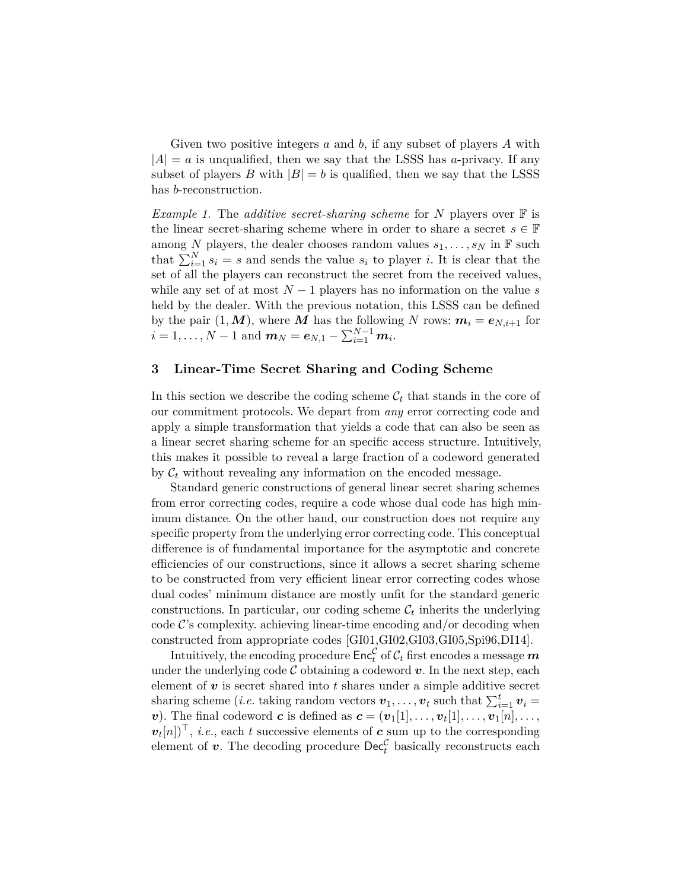Given two positive integers $a$ and $b$, if any subset of players $A$ with $|A| = a$ is unqualified, then we say that the LSSS has $a$-privacy. If any subset of players $B$ with $|B| = b$ is qualified, then we say that the LSSS has $b$-reconstruction.

*Example 1.* The *additive secret-sharing scheme* for $N$ players over $\mathbb{F}$ is the linear secret-sharing scheme where in order to share a secret $s \in \mathbb{F}$ among $N$ players, the dealer chooses random values $s_1, \ldots, s_N$ in $\mathbb{F}$ such that $\sum_{i=1}^{N} s_i = s$ and sends the value $s_i$ to player $i$. It is clear that the set of all the players can reconstruct the secret from the received values, while any set of at most $N-1$ players has no information on the value $s$ held by the dealer. With the previous notation, this LSSS can be defined by the pair $(1, \boldsymbol{M})$, where $\boldsymbol{M}$ has the following $N$ rows: $\boldsymbol{m}_i = \boldsymbol{e}_{N,i+1}$ for $i = 1, \ldots, N-1$ and $\boldsymbol{m}_N = \boldsymbol{e}_{N,1} - \sum_{i=1}^{N-1} \boldsymbol{m}_i$.

## 3 Linear-Time Secret Sharing and Coding Scheme

In this section we describe the coding scheme $\mathcal{C}_t$ that stands in the core of our commitment protocols. We depart from *any* error correcting code and apply a simple transformation that yields a code that can also be seen as a linear secret sharing scheme for an specific access structure. Intuitively, this makes it possible to reveal a large fraction of a codeword generated by $\mathcal{C}_t$ without revealing any information on the encoded message.

Standard generic constructions of general linear secret sharing schemes from error correcting codes, require a code whose dual code has high minimum distance. On the other hand, our construction does not require any specific property from the underlying error correcting code. This conceptual difference is of fundamental importance for the asymptotic and concrete efficiencies of our constructions, since it allows a secret sharing scheme to be constructed from very efficient linear error correcting codes whose dual codes' minimum distance are mostly unfit for the standard generic constructions. In particular, our coding scheme $\mathcal{C}_t$ inherits the underlying code $\mathcal{C}$'s complexity. achieving linear-time encoding and/or decoding when constructed from appropriate codes [GI01,GI02,GI03,GI05,Spi96,DI14].

Intuitively, the encoding procedure $\mathsf{Enc}_t^{\mathcal{C}}$ of $\mathcal{C}_t$ first encodes a message $\boldsymbol{m}$ under the underlying code $\mathcal{C}$ obtaining a codeword $\boldsymbol{v}$. In the next step, each element of $\boldsymbol{v}$ is secret shared into $t$ shares under a simple additive secret sharing scheme (*i.e.* taking random vectors $\boldsymbol{v}_1, \ldots, \boldsymbol{v}_t$ such that $\sum_{i=1}^{t} \boldsymbol{v}_i = \boldsymbol{v}$). The final codeword $\boldsymbol{c}$ is defined as $\boldsymbol{c} = (\boldsymbol{v}_1[1], \ldots, \boldsymbol{v}_t[1], \ldots, \boldsymbol{v}_1[n], \ldots, \boldsymbol{v}_t[n])^\top$, *i.e.*, each $t$ successive elements of $\boldsymbol{c}$ sum up to the corresponding element of $\boldsymbol{v}$. The decoding procedure $\mathsf{Dec}_t^{\mathcal{C}}$ basically reconstructs each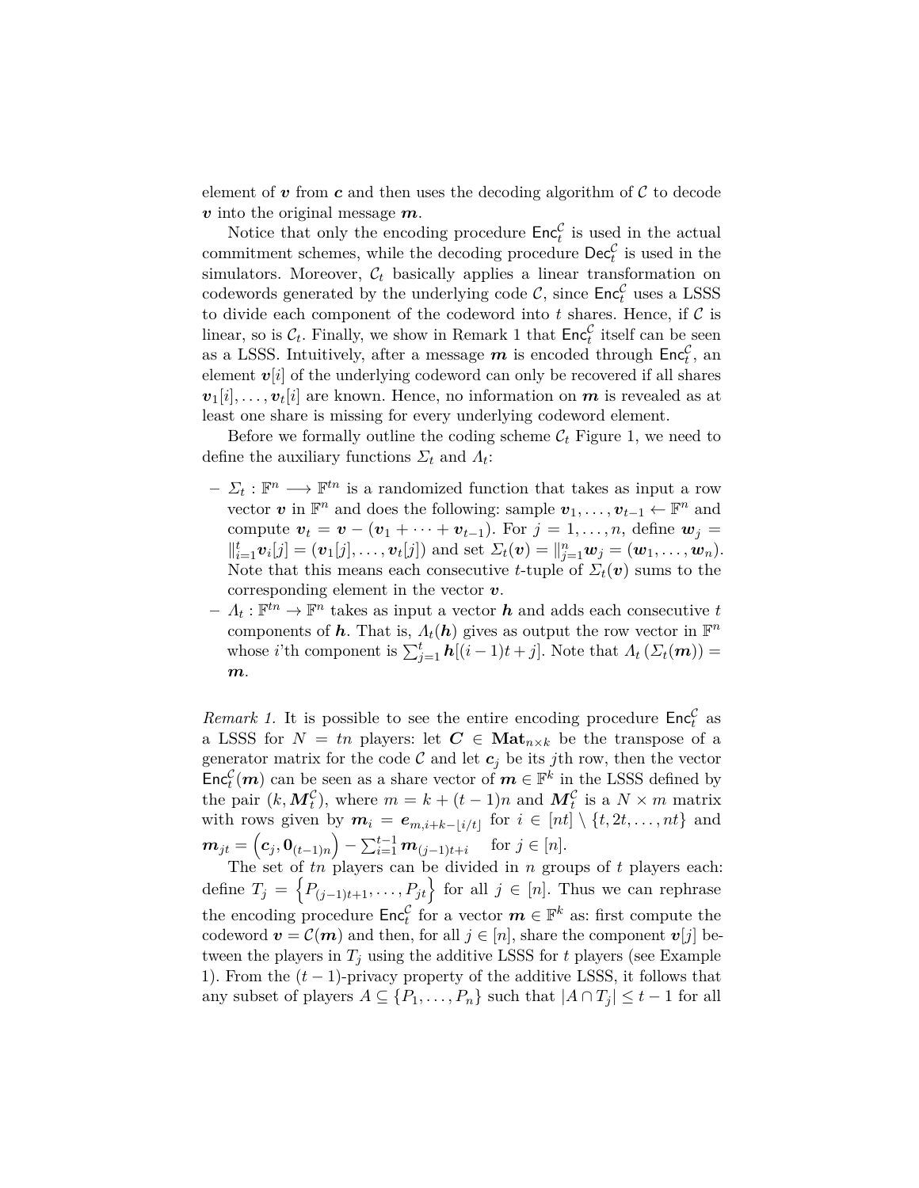element of $\boldsymbol{v}$ from $\boldsymbol{c}$ and then uses the decoding algorithm of $\mathcal{C}$ to decode $\boldsymbol{v}$ into the original message $\boldsymbol{m}$.

Notice that only the encoding procedure $\mathsf{Enc}_t^{\mathcal{C}}$ is used in the actual commitment schemes, while the decoding procedure $\mathsf{Dec}_t^{\mathcal{C}}$ is used in the simulators. Moreover, $\mathcal{C}_t$ basically applies a linear transformation on codewords generated by the underlying code $\mathcal{C}$, since $\mathsf{Enc}_t^{\mathcal{C}}$ uses a LSSS to divide each component of the codeword into $t$ shares. Hence, if $\mathcal{C}$ is linear, so is $\mathcal{C}_t$. Finally, we show in Remark 1 that $\mathsf{Enc}_t^{\mathcal{C}}$ itself can be seen as a LSSS. Intuitively, after a message $\boldsymbol{m}$ is encoded through $\mathsf{Enc}_t^{\mathcal{C}}$, an element $\boldsymbol{v}[i]$ of the underlying codeword can only be recovered if all shares $\boldsymbol{v}_1[i], \ldots, \boldsymbol{v}_t[i]$ are known. Hence, no information on $\boldsymbol{m}$ is revealed as at least one share is missing for every underlying codeword element.

Before we formally outline the coding scheme $\mathcal{C}_t$ Figure 1, we need to define the auxiliary functions $\Sigma_t$ and $\Lambda_t$:

- $\Sigma_t : \mathbb{F}^n \longrightarrow \mathbb{F}^{tn}$ is a randomized function that takes as input a row vector $\boldsymbol{v}$ in $\mathbb{F}^n$ and does the following: sample $\boldsymbol{v}_1, \ldots, \boldsymbol{v}_{t-1} \leftarrow \mathbb{F}^n$ and compute $\boldsymbol{v}_t = \boldsymbol{v} - (\boldsymbol{v}_1 + \cdots + \boldsymbol{v}_{t-1})$. For $j = 1, \ldots, n$, define $\boldsymbol{w}_j = \|_{i=1}^t \boldsymbol{v}_i[j] = (\boldsymbol{v}_1[j], \ldots, \boldsymbol{v}_t[j])$ and set $\Sigma_t(\boldsymbol{v}) = \|_{j=1}^n \boldsymbol{w}_j = (\boldsymbol{w}_1, \ldots, \boldsymbol{w}_n)$. Note that this means each consecutive $t$-tuple of $\Sigma_t(\boldsymbol{v})$ sums to the corresponding element in the vector $\boldsymbol{v}$.
- $\Lambda_t : \mathbb{F}^{tn} \to \mathbb{F}^n$ takes as input a vector $\boldsymbol{h}$ and adds each consecutive $t$ components of $\boldsymbol{h}$. That is, $\Lambda_t(\boldsymbol{h})$ gives as output the row vector in $\mathbb{F}^n$ whose $i$'th component is $\sum_{j=1}^t \boldsymbol{h}[(i-1)t + j]$. Note that $\Lambda_t(\Sigma_t(\boldsymbol{m})) = \boldsymbol{m}$.

*Remark 1.* It is possible to see the entire encoding procedure $\mathsf{Enc}_t^{\mathcal{C}}$ as a LSSS for $N = tn$ players: let $\boldsymbol{C} \in \mathbf{Mat}_{n \times k}$ be the transpose of a generator matrix for the code $\mathcal{C}$ and let $\boldsymbol{c}_j$ be its $j$th row, then the vector $\mathsf{Enc}_t^{\mathcal{C}}(\boldsymbol{m})$ can be seen as a share vector of $\boldsymbol{m} \in \mathbb{F}^k$ in the LSSS defined by the pair $(k, \boldsymbol{M}_t^{\mathcal{C}})$, where $m = k + (t-1)n$ and $\boldsymbol{M}_t^{\mathcal{C}}$ is a $N \times m$ matrix with rows given by $\boldsymbol{m}_i = \boldsymbol{e}_{m, i+k-\lfloor i/t \rfloor}$ for $i \in [nt] \setminus \{t, 2t, \ldots, nt\}$ and $\boldsymbol{m}_{jt} = \left(\boldsymbol{c}_j, \boldsymbol{0}_{(t-1)n}\right) - \sum_{i=1}^{t-1} \boldsymbol{m}_{(j-1)t+i}$ for $j \in [n]$.

The set of $tn$ players can be divided in $n$ groups of $t$ players each: define $T_j = \left\{P_{(j-1)t+1}, \ldots, P_{jt}\right\}$ for all $j \in [n]$. Thus we can rephrase the encoding procedure $\mathsf{Enc}_t^{\mathcal{C}}$ for a vector $\boldsymbol{m} \in \mathbb{F}^k$ as: first compute the codeword $\boldsymbol{v} = \mathcal{C}(\boldsymbol{m})$ and then, for all $j \in [n]$, share the component $\boldsymbol{v}[j]$ between the players in $T_j$ using the additive LSSS for $t$ players (see Example 1). From the $(t-1)$-privacy property of the additive LSSS, it follows that any subset of players $A \subseteq \{P_1, \ldots, P_n\}$ such that $|A \cap T_j| \leq t - 1$ for all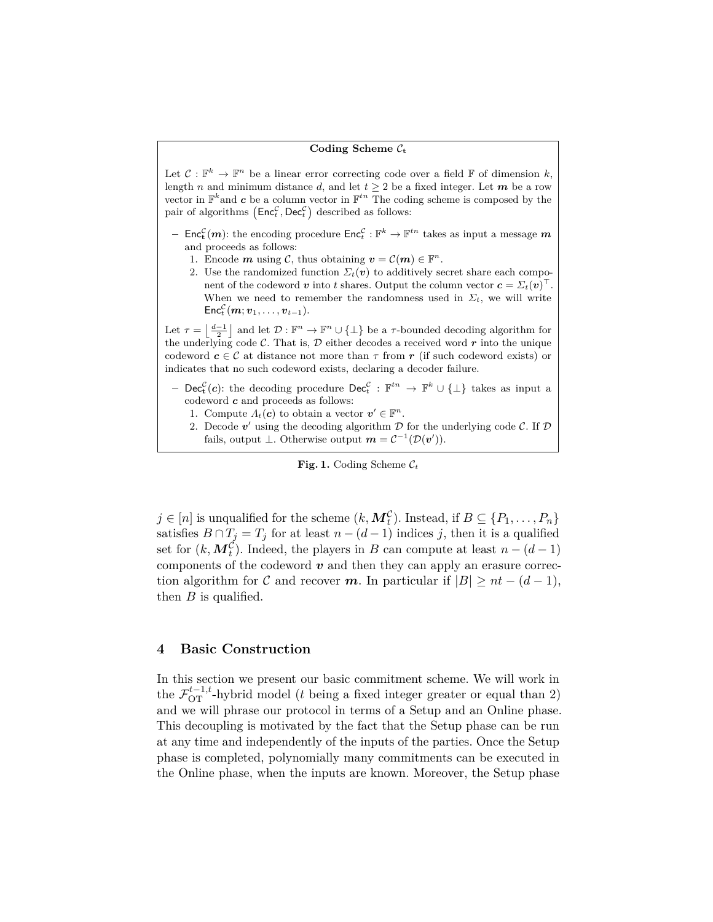**Coding Scheme $\mathcal{C}_\mathbf{t}$**

Let $\mathcal{C} : \mathbb{F}^k \to \mathbb{F}^n$ be a linear error correcting code over a field $\mathbb{F}$ of dimension $k$, length $n$ and minimum distance $d$, and let $t \geq 2$ be a fixed integer. Let $\boldsymbol{m}$ be a row vector in $\mathbb{F}^k$ and $\boldsymbol{c}$ be a column vector in $\mathbb{F}^{tn}$ The coding scheme is composed by the pair of algorithms $\left(\mathsf{Enc}_t^{\mathcal{C}}, \mathsf{Dec}_t^{\mathcal{C}}\right)$ described as follows:

- $\mathsf{Enc}_\mathbf{t}^{\mathcal{C}}(\boldsymbol{m})$: the encoding procedure $\mathsf{Enc}_t^{\mathcal{C}} : \mathbb{F}^k \to \mathbb{F}^{tn}$ takes as input a message $\boldsymbol{m}$ and proceeds as follows:
  1. Encode $\boldsymbol{m}$ using $\mathcal{C}$, thus obtaining $\boldsymbol{v} = \mathcal{C}(\boldsymbol{m}) \in \mathbb{F}^n$.
  2. Use the randomized function $\Sigma_t(\boldsymbol{v})$ to additively secret share each component of the codeword $\boldsymbol{v}$ into $t$ shares. Output the column vector $\boldsymbol{c} = \Sigma_t(\boldsymbol{v})^\top$. When we need to remember the randomness used in $\Sigma_t$, we will write $\mathsf{Enc}_t^{\mathcal{C}}(\boldsymbol{m}; \boldsymbol{v}_1, \ldots, \boldsymbol{v}_{t-1})$.

Let $\tau = \left\lfloor \frac{d-1}{2} \right\rfloor$ and let $\mathcal{D} : \mathbb{F}^n \to \mathbb{F}^n \cup \{\perp\}$ be a $\tau$-bounded decoding algorithm for the underlying code $\mathcal{C}$. That is, $\mathcal{D}$ either decodes a received word $\boldsymbol{r}$ into the unique codeword $\boldsymbol{c} \in \mathcal{C}$ at distance not more than $\tau$ from $\boldsymbol{r}$ (if such codeword exists) or indicates that no such codeword exists, declaring a decoder failure.

- $\mathsf{Dec}_\mathbf{t}^{\mathcal{C}}(\boldsymbol{c})$: the decoding procedure $\mathsf{Dec}_t^{\mathcal{C}} : \mathbb{F}^{tn} \to \mathbb{F}^k \cup \{\perp\}$ takes as input a codeword $\boldsymbol{c}$ and proceeds as follows:
  1. Compute $\Lambda_t(\boldsymbol{c})$ to obtain a vector $\boldsymbol{v}' \in \mathbb{F}^n$.
  2. Decode $\boldsymbol{v}'$ using the decoding algorithm $\mathcal{D}$ for the underlying code $\mathcal{C}$. If $\mathcal{D}$ fails, output $\perp$. Otherwise output $\boldsymbol{m} = \mathcal{C}^{-1}(\mathcal{D}(\boldsymbol{v}'))$.

**Fig. 1.** Coding Scheme $\mathcal{C}_t$

$j \in [n]$ is unqualified for the scheme $(k, \boldsymbol{M}_t^{\mathcal{C}})$. Instead, if $B \subseteq \{P_1, \ldots, P_n\}$ satisfies $B \cap T_j = T_j$ for at least $n - (d-1)$ indices $j$, then it is a qualified set for $(k, \boldsymbol{M}_t^{\mathcal{C}})$. Indeed, the players in $B$ can compute at least $n - (d-1)$ components of the codeword $\boldsymbol{v}$ and then they can apply an erasure correction algorithm for $\mathcal{C}$ and recover $\boldsymbol{m}$. In particular if $|B| \geq nt - (d-1)$, then $B$ is qualified.

## 4 Basic Construction

In this section we present our basic commitment scheme. We will work in the $\mathcal{F}_{\mathrm{OT}}^{t-1,t}$-hybrid model ($t$ being a fixed integer greater or equal than 2) and we will phrase our protocol in terms of a Setup and an Online phase. This decoupling is motivated by the fact that the Setup phase can be run at any time and independently of the inputs of the parties. Once the Setup phase is completed, polynomially many commitments can be executed in the Online phase, when the inputs are known. Moreover, the Setup phase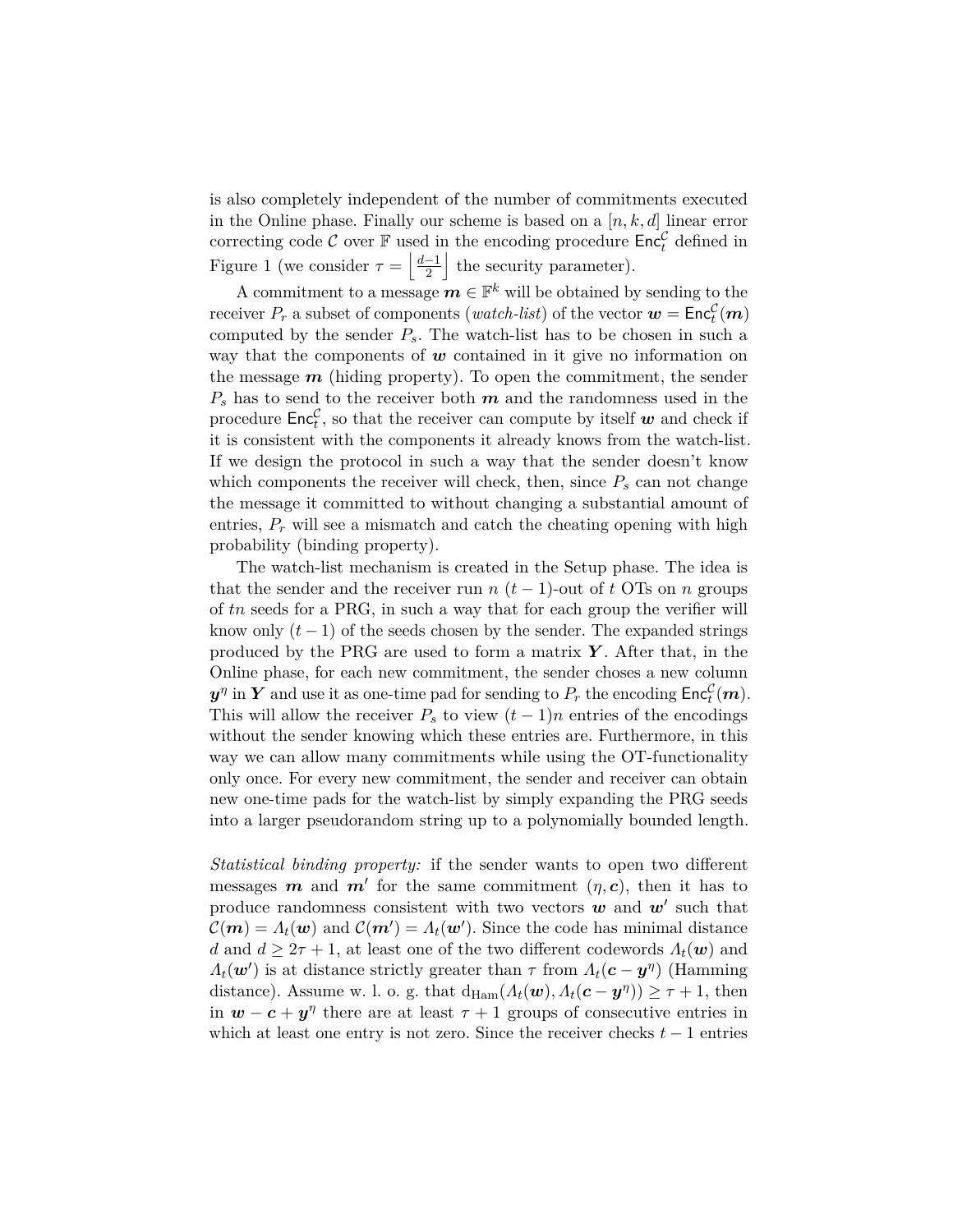is also completely independent of the number of commitments executed in the Online phase. Finally our scheme is based on a $[n, k, d]$ linear error correcting code $\mathcal{C}$ over $\mathbb{F}$ used in the encoding procedure $\mathsf{Enc}_t^{\mathcal{C}}$ defined in Figure 1 (we consider $\tau = \left\lfloor \frac{d-1}{2} \right\rfloor$ the security parameter).

A commitment to a message $\boldsymbol{m} \in \mathbb{F}^k$ will be obtained by sending to the receiver $P_r$ a subset of components (*watch-list*) of the vector $\boldsymbol{w} = \mathsf{Enc}_t^{\mathcal{C}}(\boldsymbol{m})$ computed by the sender $P_s$. The watch-list has to be chosen in such a way that the components of $\boldsymbol{w}$ contained in it give no information on the message $\boldsymbol{m}$ (hiding property). To open the commitment, the sender $P_s$ has to send to the receiver both $\boldsymbol{m}$ and the randomness used in the procedure $\mathsf{Enc}_t^{\mathcal{C}}$, so that the receiver can compute by itself $\boldsymbol{w}$ and check if it is consistent with the components it already knows from the watch-list. If we design the protocol in such a way that the sender doesn't know which components the receiver will check, then, since $P_s$ can not change the message it committed to without changing a substantial amount of entries, $P_r$ will see a mismatch and catch the cheating opening with high probability (binding property).

The watch-list mechanism is created in the Setup phase. The idea is that the sender and the receiver run $n$ $(t-1)$-out of $t$ OTs on $n$ groups of $tn$ seeds for a PRG, in such a way that for each group the verifier will know only $(t-1)$ of the seeds chosen by the sender. The expanded strings produced by the PRG are used to form a matrix $\boldsymbol{Y}$. After that, in the Online phase, for each new commitment, the sender choses a new column $\boldsymbol{y}^{\eta}$ in $\boldsymbol{Y}$ and use it as one-time pad for sending to $P_r$ the encoding $\mathsf{Enc}_t^{\mathcal{C}}(\boldsymbol{m})$. This will allow the receiver $P_s$ to view $(t-1)n$ entries of the encodings without the sender knowing which these entries are. Furthermore, in this way we can allow many commitments while using the OT-functionality only once. For every new commitment, the sender and receiver can obtain new one-time pads for the watch-list by simply expanding the PRG seeds into a larger pseudorandom string up to a polynomially bounded length.

*Statistical binding property:* if the sender wants to open two different messages $\boldsymbol{m}$ and $\boldsymbol{m}'$ for the same commitment $(\eta, \boldsymbol{c})$, then it has to produce randomness consistent with two vectors $\boldsymbol{w}$ and $\boldsymbol{w}'$ such that $\mathcal{C}(\boldsymbol{m}) = \Lambda_t(\boldsymbol{w})$ and $\mathcal{C}(\boldsymbol{m}') = \Lambda_t(\boldsymbol{w}')$. Since the code has minimal distance $d$ and $d \geq 2\tau + 1$, at least one of the two different codewords $\Lambda_t(\boldsymbol{w})$ and $\Lambda_t(\boldsymbol{w}')$ is at distance strictly greater than $\tau$ from $\Lambda_t(\boldsymbol{c} - \boldsymbol{y}^{\eta})$ (Hamming distance). Assume w. l. o. g. that $\mathrm{d_{Ham}}(\Lambda_t(\boldsymbol{w}), \Lambda_t(\boldsymbol{c} - \boldsymbol{y}^{\eta})) \geq \tau + 1$, then in $\boldsymbol{w} - \boldsymbol{c} + \boldsymbol{y}^{\eta}$ there are at least $\tau + 1$ groups of consecutive entries in which at least one entry is not zero. Since the receiver checks $t - 1$ entries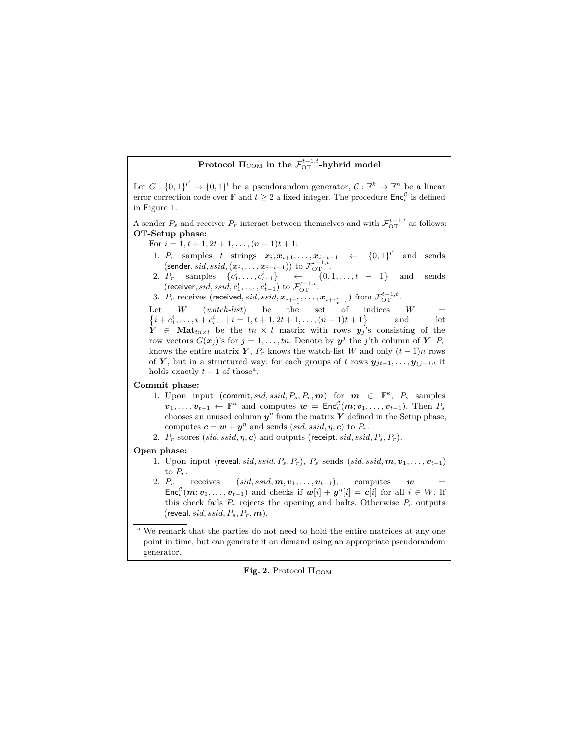**Protocol $\mathbf{\Pi}_{\text{COM}}$ in the $\mathcal{F}_{\text{OT}}^{t-1,t}$-hybrid model**

Let $G : \{0,1\}^{l'} \rightarrow \{0,1\}^{l}$ be a pseudorandom generator, $\mathcal{C} : \mathbb{F}^k \rightarrow \mathbb{F}^n$ be a linear error correction code over $\mathbb{F}$ and $t \geq 2$ a fixed integer. The procedure $\mathsf{Enc}_t^{\mathcal{C}}$ is defined in Figure 1.

A sender $P_s$ and receiver $P_r$ interact between themselves and with $\mathcal{F}_{\text{OT}}^{t-1,t}$ as follows:

**OT-Setup phase:**

For $i = 1, t+1, 2t+1, \ldots, (n-1)t+1$:

1. $P_s$ samples $t$ strings $\boldsymbol{x}_i, \boldsymbol{x}_{i+1}, \ldots, \boldsymbol{x}_{i+t-1} \leftarrow \{0,1\}^{l'}$ and sends $(\mathsf{sender}, sid, ssid, (\boldsymbol{x}_i, \ldots, \boldsymbol{x}_{i+t-1}))$ to $\mathcal{F}_{\text{OT}}^{t-1,t}$.
2. $P_r$ samples $\{c_1^i, \ldots, c_{t-1}^i\} \leftarrow \{0, 1, \ldots, t-1\}$ and sends $(\mathsf{receiver}, sid, ssid, c_1^i, \ldots, c_{t-1}^i)$ to $\mathcal{F}_{\text{OT}}^{t-1,t}$.
3. $P_r$ receives $(\mathsf{received}, sid, ssid, \boldsymbol{x}_{i+c_1^i}, \ldots, \boldsymbol{x}_{i+c_{t-1}^i})$ from $\mathcal{F}_{\text{OT}}^{t-1,t}$.

Let $W$ (*watch-list*) be the set of indices $W = \left\{i + c_1^i, \ldots, i + c_{t-1}^i \mid i = 1, t+1, 2t+1, \ldots, (n-1)t+1\right\}$ and let $\boldsymbol{Y} \in \mathbf{Mat}_{tn \times l}$ be the $tn \times l$ matrix with rows $\boldsymbol{y}_j$'s consisting of the row vectors $G(\boldsymbol{x}_j)$'s for $j = 1, \ldots, tn$. Denote by $\boldsymbol{y}^j$ the $j$'th column of $\boldsymbol{Y}$. $P_s$ knows the entire matrix $\boldsymbol{Y}$, $P_r$ knows the watch-list $W$ and only $(t-1)n$ rows of $\boldsymbol{Y}$, but in a structured way: for each groups of $t$ rows $\boldsymbol{y}_{jt+1}, \ldots, \boldsymbol{y}_{(j+1)t}$ it holds exactly $t-1$ of those[a].

**Commit phase:**

1. Upon input $(\mathsf{commit}, sid, ssid, P_s, P_r, \boldsymbol{m})$ for $\boldsymbol{m} \in \mathbb{F}^k$, $P_s$ samples $\boldsymbol{v}_1, \ldots, \boldsymbol{v}_{t-1} \leftarrow \mathbb{F}^n$ and computes $\boldsymbol{w} = \mathsf{Enc}_t^{\mathcal{C}}(\boldsymbol{m}; \boldsymbol{v}_1, \ldots, \boldsymbol{v}_{t-1})$. Then $P_s$ chooses an unused column $\boldsymbol{y}^\eta$ from the matrix $\boldsymbol{Y}$ defined in the Setup phase, computes $\boldsymbol{c} = \boldsymbol{w} + \boldsymbol{y}^\eta$ and sends $(sid, ssid, \eta, \boldsymbol{c})$ to $P_r$.
2. $P_r$ stores $(sid, ssid, \eta, \boldsymbol{c})$ and outputs $(\mathsf{receipt}, sid, ssid, P_s, P_r)$.

**Open phase:**

1. Upon input $(\mathsf{reveal}, sid, ssid, P_s, P_r)$, $P_s$ sends $(sid, ssid, \boldsymbol{m}, \boldsymbol{v}_1, \ldots, \boldsymbol{v}_{t-1})$ to $P_r$.
2. $P_r$ receives $(sid, ssid, \boldsymbol{m}, \boldsymbol{v}_1, \ldots, \boldsymbol{v}_{t-1})$, computes $\boldsymbol{w} = \mathsf{Enc}_t^{\mathcal{C}}(\boldsymbol{m}; \boldsymbol{v}_1, \ldots, \boldsymbol{v}_{t-1})$ and checks if $\boldsymbol{w}[i] + \boldsymbol{y}^\eta[i] = \boldsymbol{c}[i]$ for all $i \in W$. If this check fails $P_r$ rejects the opening and halts. Otherwise $P_r$ outputs $(\mathsf{reveal}, sid, ssid, P_s, P_r, \boldsymbol{m})$.

[a] We remark that the parties do not need to hold the entire matrices at any one point in time, but can generate it on demand using an appropriate pseudorandom generator.

**Fig. 2.** Protocol $\mathbf{\Pi}_{\text{COM}}$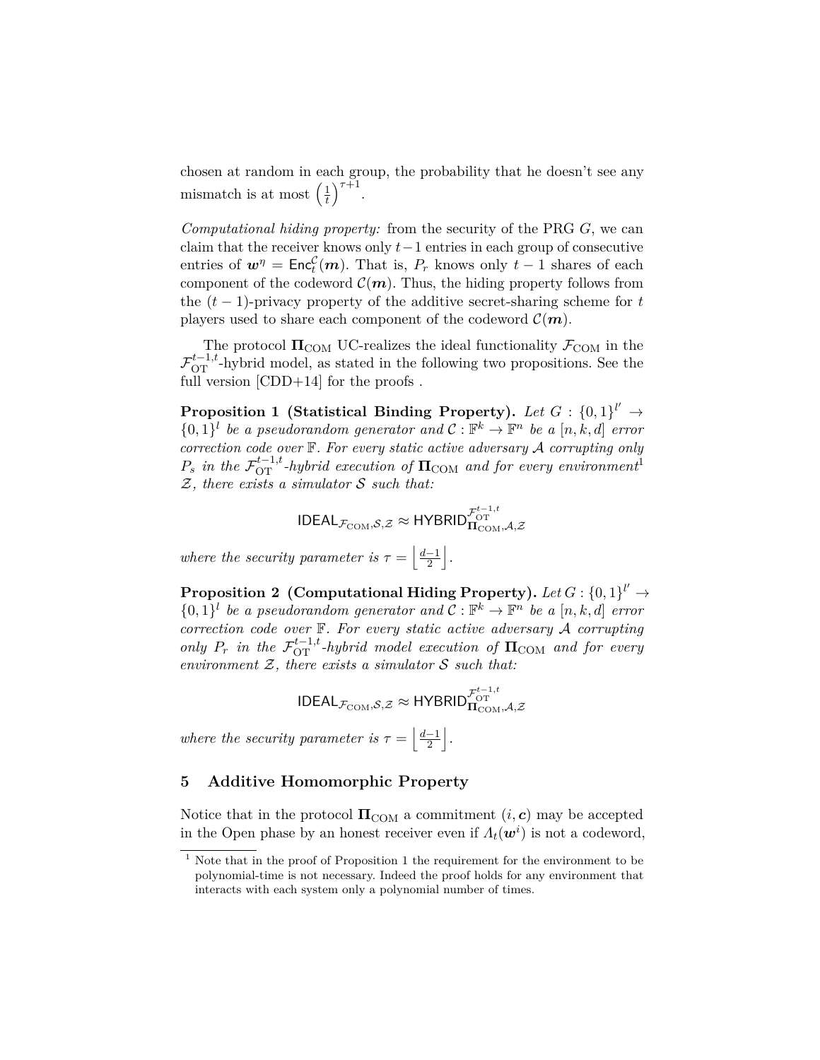chosen at random in each group, the probability that he doesn't see any mismatch is at most $\left(\frac{1}{t}\right)^{\tau+1}$.

*Computational hiding property:* from the security of the PRG $G$, we can claim that the receiver knows only $t-1$ entries in each group of consecutive entries of $\boldsymbol{w}^{\eta} = \mathsf{Enc}_t^{\mathcal{C}}(\boldsymbol{m})$. That is, $P_r$ knows only $t-1$ shares of each component of the codeword $\mathcal{C}(\boldsymbol{m})$. Thus, the hiding property follows from the $(t-1)$-privacy property of the additive secret-sharing scheme for $t$ players used to share each component of the codeword $\mathcal{C}(\boldsymbol{m})$.

The protocol $\mathbf{\Pi}_{\mathrm{COM}}$ UC-realizes the ideal functionality $\mathcal{F}_{\mathrm{COM}}$ in the $\mathcal{F}_{\mathrm{OT}}^{t-1,t}$-hybrid model, as stated in the following two propositions. See the full version [CDD+14] for the proofs .

**Proposition 1 (Statistical Binding Property).** *Let $G : \{0,1\}^{l'} \to \{0,1\}^{l}$ be a pseudorandom generator and $\mathcal{C} : \mathbb{F}^k \to \mathbb{F}^n$ be a $[n, k, d]$ error correction code over $\mathbb{F}$. For every static active adversary $\mathcal{A}$ corrupting only $P_s$ in the $\mathcal{F}_{\mathrm{OT}}^{t-1,t}$-hybrid execution of $\mathbf{\Pi}_{\mathrm{COM}}$ and for every environment*[1] *$\mathcal{Z}$, there exists a simulator $\mathcal{S}$ such that:*

$$\mathsf{IDEAL}_{\mathcal{F}_{\mathrm{COM}},\mathcal{S},\mathcal{Z}} \approx \mathsf{HYBRID}_{\mathbf{\Pi}_{\mathrm{COM}},\mathcal{A},\mathcal{Z}}^{\mathcal{F}_{\mathrm{OT}}^{t-1,t}}$$

*where the security parameter is $\tau = \left\lfloor \frac{d-1}{2} \right\rfloor$.*

**Proposition 2 (Computational Hiding Property).** *Let $G : \{0,1\}^{l'} \to \{0,1\}^{l}$ be a pseudorandom generator and $\mathcal{C} : \mathbb{F}^k \to \mathbb{F}^n$ be a $[n, k, d]$ error correction code over $\mathbb{F}$. For every static active adversary $\mathcal{A}$ corrupting only $P_r$ in the $\mathcal{F}_{\mathrm{OT}}^{t-1,t}$-hybrid model execution of $\mathbf{\Pi}_{\mathrm{COM}}$ and for every environment $\mathcal{Z}$, there exists a simulator $\mathcal{S}$ such that:*

$$\mathsf{IDEAL}_{\mathcal{F}_{\mathrm{COM}},\mathcal{S},\mathcal{Z}} \approx \mathsf{HYBRID}_{\mathbf{\Pi}_{\mathrm{COM}},\mathcal{A},\mathcal{Z}}^{\mathcal{F}_{\mathrm{OT}}^{t-1,t}}$$

*where the security parameter is $\tau = \left\lfloor \frac{d-1}{2} \right\rfloor$.*

## 5 Additive Homomorphic Property

Notice that in the protocol $\mathbf{\Pi}_{\mathrm{COM}}$ a commitment $(i, \boldsymbol{c})$ may be accepted in the Open phase by an honest receiver even if $\Lambda_t(\boldsymbol{w}^i)$ is not a codeword,

[1] Note that in the proof of Proposition 1 the requirement for the environment to be polynomial-time is not necessary. Indeed the proof holds for any environment that interacts with each system only a polynomial number of times.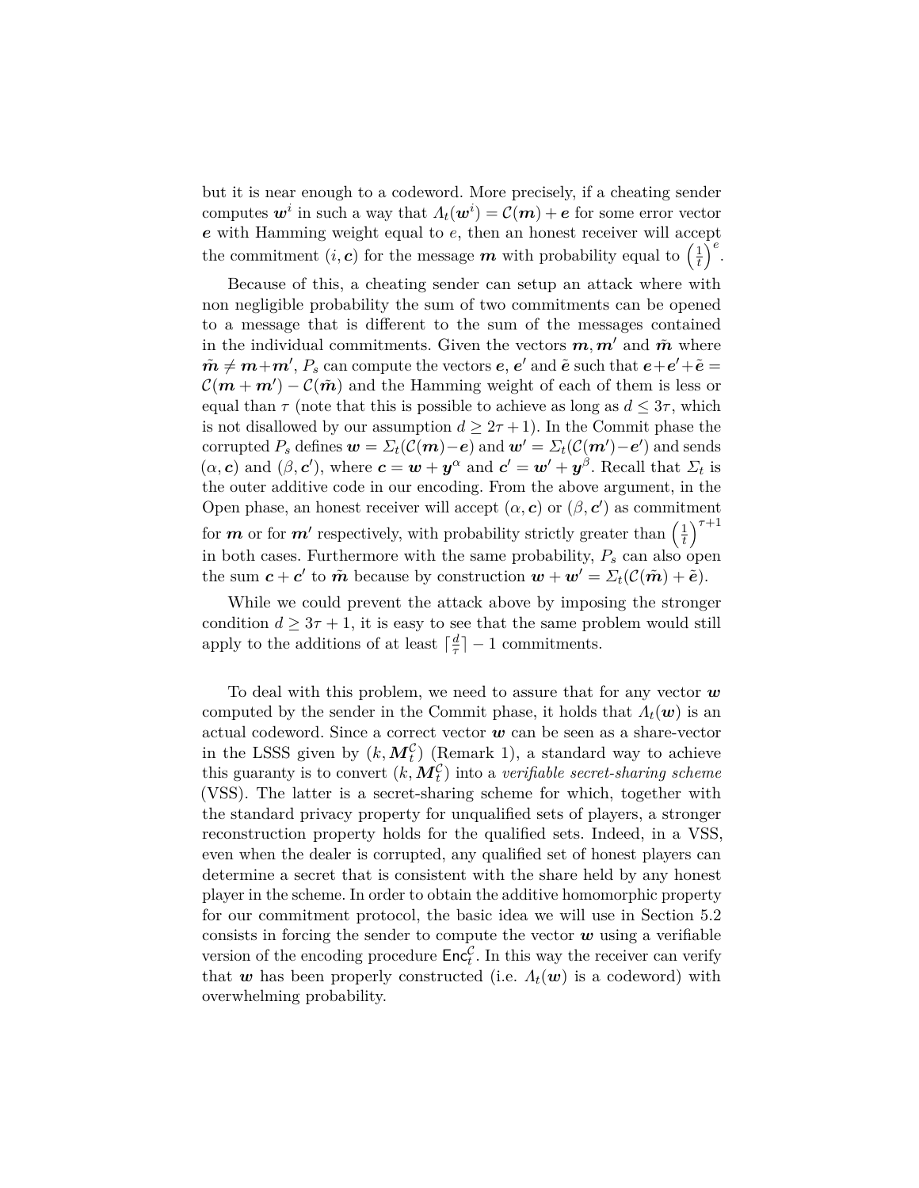but it is near enough to a codeword. More precisely, if a cheating sender computes $\boldsymbol{w}^i$ in such a way that $\Lambda_t(\boldsymbol{w}^i) = \mathcal{C}(\boldsymbol{m}) + \boldsymbol{e}$ for some error vector $\boldsymbol{e}$ with Hamming weight equal to $e$, then an honest receiver will accept the commitment $(i, \boldsymbol{c})$ for the message $\boldsymbol{m}$ with probability equal to $\left(\frac{1}{t}\right)^e$.

Because of this, a cheating sender can setup an attack where with non negligible probability the sum of two commitments can be opened to a message that is different to the sum of the messages contained in the individual commitments. Given the vectors $\boldsymbol{m}, \boldsymbol{m}'$ and $\tilde{\boldsymbol{m}}$ where $\tilde{\boldsymbol{m}} \neq \boldsymbol{m} + \boldsymbol{m}'$, $P_s$ can compute the vectors $\boldsymbol{e}$, $\boldsymbol{e}'$ and $\tilde{\boldsymbol{e}}$ such that $\boldsymbol{e} + \boldsymbol{e}' + \tilde{\boldsymbol{e}} = \mathcal{C}(\boldsymbol{m} + \boldsymbol{m}') - \mathcal{C}(\tilde{\boldsymbol{m}})$ and the Hamming weight of each of them is less or equal than $\tau$ (note that this is possible to achieve as long as $d \leq 3\tau$, which is not disallowed by our assumption $d \geq 2\tau + 1$). In the Commit phase the corrupted $P_s$ defines $\boldsymbol{w} = \Sigma_t(\mathcal{C}(\boldsymbol{m}) - \boldsymbol{e})$ and $\boldsymbol{w}' = \Sigma_t(\mathcal{C}(\boldsymbol{m}') - \boldsymbol{e}')$ and sends $(\alpha, \boldsymbol{c})$ and $(\beta, \boldsymbol{c}')$, where $\boldsymbol{c} = \boldsymbol{w} + \boldsymbol{y}^\alpha$ and $\boldsymbol{c}' = \boldsymbol{w}' + \boldsymbol{y}^\beta$. Recall that $\Sigma_t$ is the outer additive code in our encoding. From the above argument, in the Open phase, an honest receiver will accept $(\alpha, \boldsymbol{c})$ or $(\beta, \boldsymbol{c}')$ as commitment for $\boldsymbol{m}$ or for $\boldsymbol{m}'$ respectively, with probability strictly greater than $\left(\frac{1}{t}\right)^{\tau+1}$ in both cases. Furthermore with the same probability, $P_s$ can also open the sum $\boldsymbol{c} + \boldsymbol{c}'$ to $\tilde{\boldsymbol{m}}$ because by construction $\boldsymbol{w} + \boldsymbol{w}' = \Sigma_t(\mathcal{C}(\tilde{\boldsymbol{m}}) + \tilde{\boldsymbol{e}})$.

While we could prevent the attack above by imposing the stronger condition $d \geq 3\tau + 1$, it is easy to see that the same problem would still apply to the additions of at least $\lceil \frac{d}{\tau} \rceil - 1$ commitments.

To deal with this problem, we need to assure that for any vector $\boldsymbol{w}$ computed by the sender in the Commit phase, it holds that $\Lambda_t(\boldsymbol{w})$ is an actual codeword. Since a correct vector $\boldsymbol{w}$ can be seen as a share-vector in the LSSS given by $(k, \boldsymbol{M}_t^{\mathcal{C}})$ (Remark 1), a standard way to achieve this guaranty is to convert $(k, \boldsymbol{M}_t^{\mathcal{C}})$ into a *verifiable secret-sharing scheme* (VSS). The latter is a secret-sharing scheme for which, together with the standard privacy property for unqualified sets of players, a stronger reconstruction property holds for the qualified sets. Indeed, in a VSS, even when the dealer is corrupted, any qualified set of honest players can determine a secret that is consistent with the share held by any honest player in the scheme. In order to obtain the additive homomorphic property for our commitment protocol, the basic idea we will use in Section 5.2 consists in forcing the sender to compute the vector $\boldsymbol{w}$ using a verifiable version of the encoding procedure $\mathsf{Enc}_t^{\mathcal{C}}$. In this way the receiver can verify that $\boldsymbol{w}$ has been properly constructed (i.e. $\Lambda_t(\boldsymbol{w})$ is a codeword) with overwhelming probability.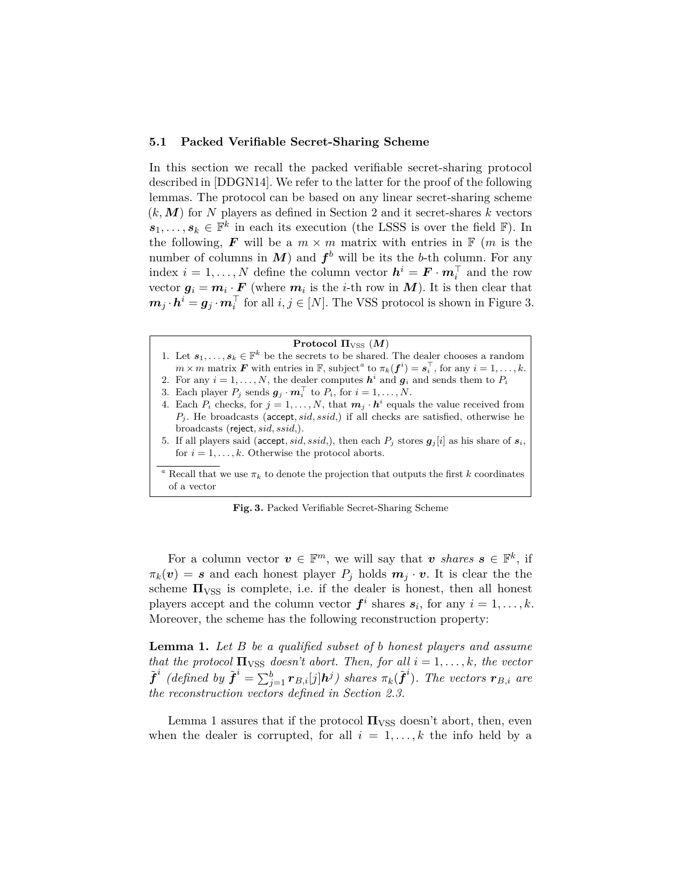### 5.1 Packed Verifiable Secret-Sharing Scheme

In this section we recall the packed verifiable secret-sharing protocol described in [DDGN14]. We refer to the latter for the proof of the following lemmas. The protocol can be based on any linear secret-sharing scheme $(k, \boldsymbol{M})$ for $N$ players as defined in Section 2 and it secret-shares $k$ vectors $\boldsymbol{s}_1, \ldots, \boldsymbol{s}_k \in \mathbb{F}^k$ in each its execution (the LSSS is over the field $\mathbb{F}$). In the following, $\boldsymbol{F}$ will be a $m \times m$ matrix with entries in $\mathbb{F}$ ($m$ is the number of columns in $\boldsymbol{M}$) and $\boldsymbol{f}^b$ will be its the $b$-th column. For any index $i = 1, \ldots, N$ define the column vector $\boldsymbol{h}^i = \boldsymbol{F} \cdot \boldsymbol{m}_i^\top$ and the row vector $\boldsymbol{g}_i = \boldsymbol{m}_i \cdot \boldsymbol{F}$ (where $\boldsymbol{m}_i$ is the $i$-th row in $\boldsymbol{M}$). It is then clear that $\boldsymbol{m}_j \cdot \boldsymbol{h}^i = \boldsymbol{g}_j \cdot \boldsymbol{m}_i^\top$ for all $i, j \in [N]$. The VSS protocol is shown in Figure 3.

**Protocol $\boldsymbol{\Pi}_{\text{VSS}}$ $(\boldsymbol{M})$**

1. Let $\boldsymbol{s}_1, \ldots, \boldsymbol{s}_k \in \mathbb{F}^k$ be the secrets to be shared. The dealer chooses a random $m \times m$ matrix $\boldsymbol{F}$ with entries in $\mathbb{F}$, subject[a] to $\pi_k(\boldsymbol{f}^i) = \boldsymbol{s}_i^\top$, for any $i = 1, \ldots, k$.
2. For any $i = 1, \ldots, N$, the dealer computes $\boldsymbol{h}^i$ and $\boldsymbol{g}_i$ and sends them to $P_i$
3. Each player $P_j$ sends $\boldsymbol{g}_j \cdot \boldsymbol{m}_i^\top$ to $P_i$, for $i = 1, \ldots, N$.
4. Each $P_i$ checks, for $j = 1, \ldots, N$, that $\boldsymbol{m}_j \cdot \boldsymbol{h}^i$ equals the value received from $P_j$. He broadcasts ($\mathsf{accept}, sid, ssid,$) if all checks are satisfied, otherwise he broadcasts ($\mathsf{reject}, sid, ssid,$).
5. If all players said ($\mathsf{accept}, sid, ssid,$), then each $P_j$ stores $\boldsymbol{g}_j[i]$ as his share of $\boldsymbol{s}_i$, for $i = 1, \ldots, k$. Otherwise the protocol aborts.

[a] Recall that we use $\pi_k$ to denote the projection that outputs the first $k$ coordinates of a vector

**Fig. 3.** Packed Verifiable Secret-Sharing Scheme

For a column vector $\boldsymbol{v} \in \mathbb{F}^m$, we will say that $\boldsymbol{v}$ *shares* $\boldsymbol{s} \in \mathbb{F}^k$, if $\pi_k(\boldsymbol{v}) = \boldsymbol{s}$ and each honest player $P_j$ holds $\boldsymbol{m}_j \cdot \boldsymbol{v}$. It is clear the the scheme $\boldsymbol{\Pi}_{\text{VSS}}$ is complete, i.e. if the dealer is honest, then all honest players accept and the column vector $\boldsymbol{f}^i$ shares $\boldsymbol{s}_i$, for any $i = 1, \ldots, k$. Moreover, the scheme has the following reconstruction property:

**Lemma 1.** *Let $B$ be a qualified subset of $b$ honest players and assume that the protocol $\boldsymbol{\Pi}_{\text{VSS}}$ doesn't abort. Then, for all $i = 1, \ldots, k$, the vector $\tilde{\boldsymbol{f}}^i$ (defined by $\tilde{\boldsymbol{f}}^i = \sum_{j=1}^{b} \boldsymbol{r}_{B,i}[j] \boldsymbol{h}^j$) shares $\pi_k(\tilde{\boldsymbol{f}}^i)$. The vectors $\boldsymbol{r}_{B,i}$ are the reconstruction vectors defined in Section 2.3.*

Lemma 1 assures that if the protocol $\boldsymbol{\Pi}_{\text{VSS}}$ doesn't abort, then, even when the dealer is corrupted, for all $i = 1, \ldots, k$ the info held by a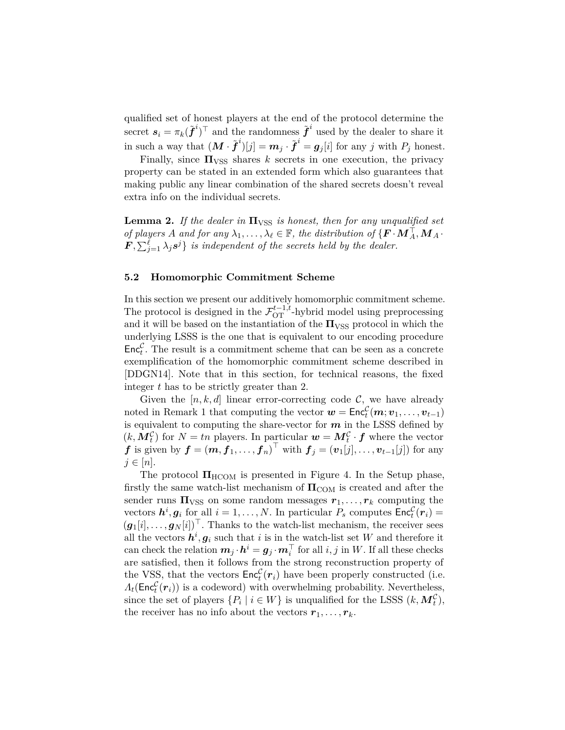qualified set of honest players at the end of the protocol determine the secret $\boldsymbol{s}_i = \pi_k(\tilde{\boldsymbol{f}}^i)^\top$ and the randomness $\tilde{\boldsymbol{f}}^i$ used by the dealer to share it in such a way that $(\boldsymbol{M} \cdot \tilde{\boldsymbol{f}}^i)[j] = \boldsymbol{m}_j \cdot \tilde{\boldsymbol{f}}^i = \boldsymbol{g}_j[i]$ for any $j$ with $P_j$ honest.

Finally, since $\mathbf{\Pi}_{\text{VSS}}$ shares $k$ secrets in one execution, the privacy property can be stated in an extended form which also guarantees that making public any linear combination of the shared secrets doesn't reveal extra info on the individual secrets.

**Lemma 2.** *If the dealer in $\mathbf{\Pi}_{\text{VSS}}$ is honest, then for any unqualified set of players $A$ and for any $\lambda_1, \ldots, \lambda_\ell \in \mathbb{F}$, the distribution of $\{\boldsymbol{F} \cdot \boldsymbol{M}_A^\top, \boldsymbol{M}_A \cdot \boldsymbol{F}, \sum_{j=1}^{\ell} \lambda_j \boldsymbol{s}^j\}$ is independent of the secrets held by the dealer.*

### 5.2 Homomorphic Commitment Scheme

In this section we present our additively homomorphic commitment scheme. The protocol is designed in the $\mathcal{F}_{\text{OT}}^{t-1,t}$-hybrid model using preprocessing and it will be based on the instantiation of the $\mathbf{\Pi}_{\text{VSS}}$ protocol in which the underlying LSSS is the one that is equivalent to our encoding procedure $\mathsf{Enc}_t^{\mathcal{C}}$. The result is a commitment scheme that can be seen as a concrete exemplification of the homomorphic commitment scheme described in [DDGN14]. Note that in this section, for technical reasons, the fixed integer $t$ has to be strictly greater than 2.

Given the $[n, k, d]$ linear error-correcting code $\mathcal{C}$, we have already noted in Remark 1 that computing the vector $\boldsymbol{w} = \mathsf{Enc}_t^{\mathcal{C}}(\boldsymbol{m}; \boldsymbol{v}_1, \ldots, \boldsymbol{v}_{t-1})$ is equivalent to computing the share-vector for $\boldsymbol{m}$ in the LSSS defined by $(k, \boldsymbol{M}_t^{\mathcal{C}})$ for $N = tn$ players. In particular $\boldsymbol{w} = \boldsymbol{M}_t^{\mathcal{C}} \cdot \boldsymbol{f}$ where the vector $\boldsymbol{f}$ is given by $\boldsymbol{f} = (\boldsymbol{m}, \boldsymbol{f}_1, \ldots, \boldsymbol{f}_n)^\top$ with $\boldsymbol{f}_j = (\boldsymbol{v}_1[j], \ldots, \boldsymbol{v}_{t-1}[j])$ for any $j \in [n]$.

The protocol $\mathbf{\Pi}_{\text{HCOM}}$ is presented in Figure 4. In the Setup phase, firstly the same watch-list mechanism of $\mathbf{\Pi}_{\text{COM}}$ is created and after the sender runs $\mathbf{\Pi}_{\text{VSS}}$ on some random messages $\boldsymbol{r}_1, \ldots, \boldsymbol{r}_k$ computing the vectors $\boldsymbol{h}^i, \boldsymbol{g}_i$ for all $i = 1, \ldots, N$. In particular $P_s$ computes $\mathsf{Enc}_t^{\mathcal{C}}(\boldsymbol{r}_i) = (\boldsymbol{g}_1[i], \ldots, \boldsymbol{g}_N[i])^\top$. Thanks to the watch-list mechanism, the receiver sees all the vectors $\boldsymbol{h}^i, \boldsymbol{g}_i$ such that $i$ is in the watch-list set $W$ and therefore it can check the relation $\boldsymbol{m}_j \cdot \boldsymbol{h}^i = \boldsymbol{g}_j \cdot \boldsymbol{m}_i^\top$ for all $i, j$ in $W$. If all these checks are satisfied, then it follows from the strong reconstruction property of the VSS, that the vectors $\mathsf{Enc}_t^{\mathcal{C}}(\boldsymbol{r}_i)$ have been properly constructed (i.e. $\Lambda_t(\mathsf{Enc}_t^{\mathcal{C}}(\boldsymbol{r}_i))$ is a codeword) with overwhelming probability. Nevertheless, since the set of players $\{P_i \mid i \in W\}$ is unqualified for the LSSS $(k, \boldsymbol{M}_t^{\mathcal{C}})$, the receiver has no info about the vectors $\boldsymbol{r}_1, \ldots, \boldsymbol{r}_k$.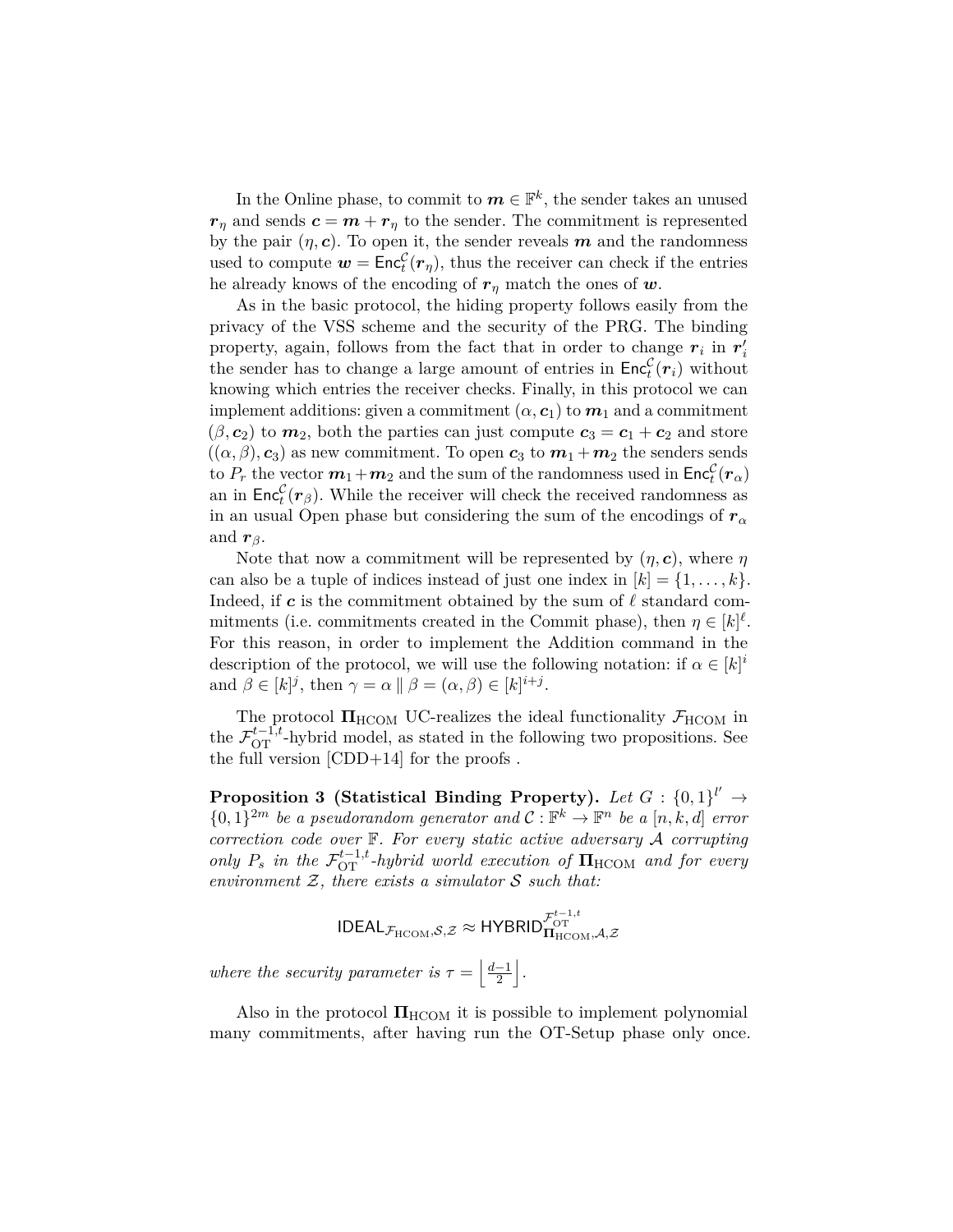In the Online phase, to commit to $\boldsymbol{m} \in \mathbb{F}^k$, the sender takes an unused $\boldsymbol{r}_\eta$ and sends $\boldsymbol{c} = \boldsymbol{m} + \boldsymbol{r}_\eta$ to the sender. The commitment is represented by the pair $(\eta, \boldsymbol{c})$. To open it, the sender reveals $\boldsymbol{m}$ and the randomness used to compute $\boldsymbol{w} = \mathsf{Enc}_t^{\mathcal{C}}(\boldsymbol{r}_\eta)$, thus the receiver can check if the entries he already knows of the encoding of $\boldsymbol{r}_\eta$ match the ones of $\boldsymbol{w}$.

As in the basic protocol, the hiding property follows easily from the privacy of the VSS scheme and the security of the PRG. The binding property, again, follows from the fact that in order to change $\boldsymbol{r}_i$ in $\boldsymbol{r}_i'$ the sender has to change a large amount of entries in $\mathsf{Enc}_t^{\mathcal{C}}(\boldsymbol{r}_i)$ without knowing which entries the receiver checks. Finally, in this protocol we can implement additions: given a commitment $(\alpha, \boldsymbol{c}_1)$ to $\boldsymbol{m}_1$ and a commitment $(\beta, \boldsymbol{c}_2)$ to $\boldsymbol{m}_2$, both the parties can just compute $\boldsymbol{c}_3 = \boldsymbol{c}_1 + \boldsymbol{c}_2$ and store $((\alpha, \beta), \boldsymbol{c}_3)$ as new commitment. To open $\boldsymbol{c}_3$ to $\boldsymbol{m}_1 + \boldsymbol{m}_2$ the senders sends to $P_r$ the vector $\boldsymbol{m}_1 + \boldsymbol{m}_2$ and the sum of the randomness used in $\mathsf{Enc}_t^{\mathcal{C}}(\boldsymbol{r}_\alpha)$ an in $\mathsf{Enc}_t^{\mathcal{C}}(\boldsymbol{r}_\beta)$. While the receiver will check the received randomness as in an usual Open phase but considering the sum of the encodings of $\boldsymbol{r}_\alpha$ and $\boldsymbol{r}_\beta$.

Note that now a commitment will be represented by $(\eta, \boldsymbol{c})$, where $\eta$ can also be a tuple of indices instead of just one index in $[k] = \{1, \ldots, k\}$. Indeed, if $\boldsymbol{c}$ is the commitment obtained by the sum of $\ell$ standard commitments (i.e. commitments created in the Commit phase), then $\eta \in [k]^\ell$. For this reason, in order to implement the Addition command in the description of the protocol, we will use the following notation: if $\alpha \in [k]^i$ and $\beta \in [k]^j$, then $\gamma = \alpha \parallel \beta = (\alpha, \beta) \in [k]^{i+j}$.

The protocol $\mathbf{\Pi}_{\text{HCOM}}$ UC-realizes the ideal functionality $\mathcal{F}_{\text{HCOM}}$ in the $\mathcal{F}_{\text{OT}}^{t-1,t}$-hybrid model, as stated in the following two propositions. See the full version [CDD+14] for the proofs .

**Proposition 3 (Statistical Binding Property).** *Let $G : \{0,1\}^{l'} \to \{0,1\}^{2m}$ be a pseudorandom generator and $\mathcal{C} : \mathbb{F}^k \to \mathbb{F}^n$ be a $[n, k, d]$ error correction code over $\mathbb{F}$. For every static active adversary $\mathcal{A}$ corrupting only $P_s$ in the $\mathcal{F}_{\text{OT}}^{t-1,t}$-hybrid world execution of $\mathbf{\Pi}_{\text{HCOM}}$ and for every environment $\mathcal{Z}$, there exists a simulator $\mathcal{S}$ such that:*

$$\mathsf{IDEAL}_{\mathcal{F}_{\text{HCOM}}, \mathcal{S}, \mathcal{Z}} \approx \mathsf{HYBRID}_{\mathbf{\Pi}_{\text{HCOM}}, \mathcal{A}, \mathcal{Z}}^{\mathcal{F}_{\text{OT}}^{t-1,t}}$$

*where the security parameter is $\tau = \left\lfloor \frac{d-1}{2} \right\rfloor$.*

Also in the protocol $\mathbf{\Pi}_{\text{HCOM}}$ it is possible to implement polynomial many commitments, after having run the OT-Setup phase only once.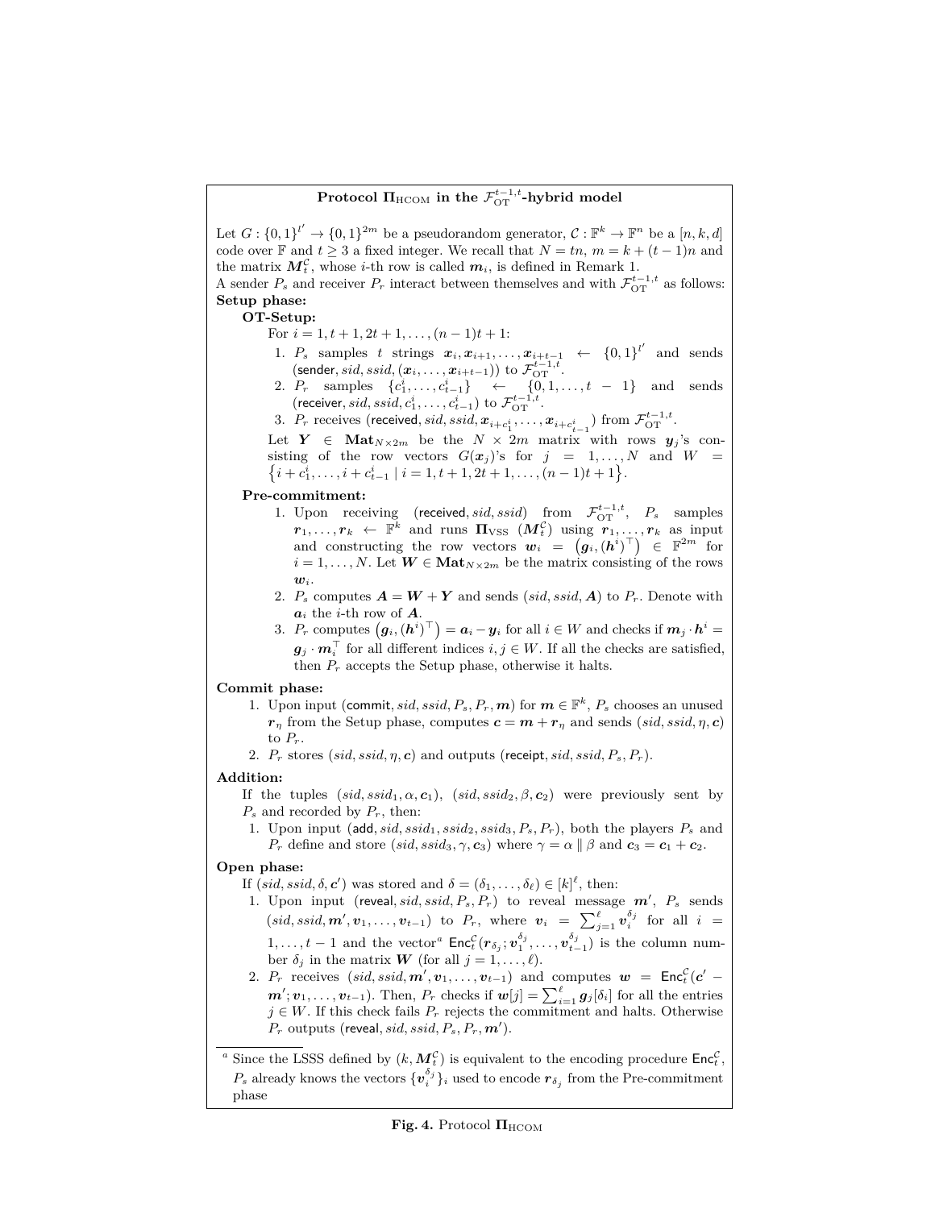**Protocol $\mathbf{\Pi}_{\text{HCOM}}$ in the $\mathcal{F}_{\text{OT}}^{t-1,t}$-hybrid model**

Let $G : \{0,1\}^{l'} \to \{0,1\}^{2m}$ be a pseudorandom generator, $\mathcal{C} : \mathbb{F}^k \to \mathbb{F}^n$ be a $[n,k,d]$ code over $\mathbb{F}$ and $t \geq 3$ a fixed integer. We recall that $N = tn$, $m = k + (t-1)n$ and the matrix $\boldsymbol{M}_t^{\mathcal{C}}$, whose $i$-th row is called $\boldsymbol{m}_i$, is defined in Remark 1.

A sender $P_s$ and receiver $P_r$ interact between themselves and with $\mathcal{F}_{\text{OT}}^{t-1,t}$ as follows:

**Setup phase:**

**OT-Setup:**

For $i = 1, t+1, 2t+1, \ldots, (n-1)t+1$:

1. $P_s$ samples $t$ strings $\boldsymbol{x}_i, \boldsymbol{x}_{i+1}, \ldots, \boldsymbol{x}_{i+t-1} \leftarrow \{0,1\}^{l'}$ and sends $(\mathsf{sender}, sid, ssid, (\boldsymbol{x}_i, \ldots, \boldsymbol{x}_{i+t-1}))$ to $\mathcal{F}_{\text{OT}}^{t-1,t}$.
2. $P_r$ samples $\{c_1^i, \ldots, c_{t-1}^i\} \leftarrow \{0,1,\ldots,t-1\}$ and sends $(\mathsf{receiver}, sid, ssid, c_1^i, \ldots, c_{t-1}^i)$ to $\mathcal{F}_{\text{OT}}^{t-1,t}$.
3. $P_r$ receives $(\mathsf{received}, sid, ssid, \boldsymbol{x}_{i+c_1^i}, \ldots, \boldsymbol{x}_{i+c_{t-1}^i})$ from $\mathcal{F}_{\text{OT}}^{t-1,t}$.

Let $\boldsymbol{Y} \in \mathbf{Mat}_{N \times 2m}$ be the $N \times 2m$ matrix with rows $\boldsymbol{y}_j$'s consisting of the row vectors $G(\boldsymbol{x}_j)$'s for $j = 1, \ldots, N$ and $W = \left\{ i + c_1^i, \ldots, i + c_{t-1}^i \mid i = 1, t+1, 2t+1, \ldots, (n-1)t+1 \right\}$.

**Pre-commitment:**

1. Upon receiving $(\mathsf{received}, sid, ssid)$ from $\mathcal{F}_{\text{OT}}^{t-1,t}$, $P_s$ samples $\boldsymbol{r}_1, \ldots, \boldsymbol{r}_k \leftarrow \mathbb{F}^k$ and runs $\mathbf{\Pi}_{\text{VSS}}$ $(\boldsymbol{M}_t^{\mathcal{C}})$ using $\boldsymbol{r}_1, \ldots, \boldsymbol{r}_k$ as input and constructing the row vectors $\boldsymbol{w}_i = \left(\boldsymbol{g}_i, (\boldsymbol{h}^i)^\top\right) \in \mathbb{F}^{2m}$ for $i = 1, \ldots, N$. Let $\boldsymbol{W} \in \mathbf{Mat}_{N \times 2m}$ be the matrix consisting of the rows $\boldsymbol{w}_i$.
2. $P_s$ computes $\boldsymbol{A} = \boldsymbol{W} + \boldsymbol{Y}$ and sends $(sid, ssid, \boldsymbol{A})$ to $P_r$. Denote with $\boldsymbol{a}_i$ the $i$-th row of $\boldsymbol{A}$.
3. $P_r$ computes $\left(\boldsymbol{g}_i, (\boldsymbol{h}^i)^\top\right) = \boldsymbol{a}_i - \boldsymbol{y}_i$ for all $i \in W$ and checks if $\boldsymbol{m}_j \cdot \boldsymbol{h}^i = \boldsymbol{g}_j \cdot \boldsymbol{m}_i^\top$ for all different indices $i, j \in W$. If all the checks are satisfied, then $P_r$ accepts the Setup phase, otherwise it halts.

**Commit phase:**

1. Upon input $(\mathsf{commit}, sid, ssid, P_s, P_r, \boldsymbol{m})$ for $\boldsymbol{m} \in \mathbb{F}^k$, $P_s$ chooses an unused $\boldsymbol{r}_\eta$ from the Setup phase, computes $\boldsymbol{c} = \boldsymbol{m} + \boldsymbol{r}_\eta$ and sends $(sid, ssid, \eta, \boldsymbol{c})$ to $P_r$.
2. $P_r$ stores $(sid, ssid, \eta, \boldsymbol{c})$ and outputs $(\mathsf{receipt}, sid, ssid, P_s, P_r)$.

**Addition:**

If the tuples $(sid, ssid_1, \alpha, \boldsymbol{c}_1)$, $(sid, ssid_2, \beta, \boldsymbol{c}_2)$ were previously sent by $P_s$ and recorded by $P_r$, then:

1. Upon input $(\mathsf{add}, sid, ssid_1, ssid_2, ssid_3, P_s, P_r)$, both the players $P_s$ and $P_r$ define and store $(sid, ssid_3, \gamma, \boldsymbol{c}_3)$ where $\gamma = \alpha \parallel \beta$ and $\boldsymbol{c}_3 = \boldsymbol{c}_1 + \boldsymbol{c}_2$.

**Open phase:**

If $(sid, ssid, \delta, \boldsymbol{c}')$ was stored and $\delta = (\delta_1, \ldots, \delta_\ell) \in [k]^\ell$, then:

1. Upon input $(\mathsf{reveal}, sid, ssid, P_s, P_r)$ to reveal message $\boldsymbol{m}'$, $P_s$ sends $(sid, ssid, \boldsymbol{m}', \boldsymbol{v}_1, \ldots, \boldsymbol{v}_{t-1})$ to $P_r$, where $\boldsymbol{v}_i = \sum_{j=1}^{\ell} \boldsymbol{v}_i^{\delta_j}$ for all $i = 1, \ldots, t-1$ and the vector[a] $\mathsf{Enc}_t^{\mathcal{C}}(\boldsymbol{r}_{\delta_j}; \boldsymbol{v}_1^{\delta_j}, \ldots, \boldsymbol{v}_{t-1}^{\delta_j})$ is the column number $\delta_j$ in the matrix $\boldsymbol{W}$ (for all $j = 1, \ldots, \ell$).
2. $P_r$ receives $(sid, ssid, \boldsymbol{m}', \boldsymbol{v}_1, \ldots, \boldsymbol{v}_{t-1})$ and computes $\boldsymbol{w} = \mathsf{Enc}_t^{\mathcal{C}}(\boldsymbol{c}' - \boldsymbol{m}'; \boldsymbol{v}_1, \ldots, \boldsymbol{v}_{t-1})$. Then, $P_r$ checks if $\boldsymbol{w}[j] = \sum_{i=1}^{\ell} \boldsymbol{g}_j[\delta_i]$ for all the entries $j \in W$. If this check fails $P_r$ rejects the commitment and halts. Otherwise $P_r$ outputs $(\mathsf{reveal}, sid, ssid, P_s, P_r, \boldsymbol{m}')$.

[a] Since the LSSS defined by $(k, \boldsymbol{M}_t^{\mathcal{C}})$ is equivalent to the encoding procedure $\mathsf{Enc}_t^{\mathcal{C}}$, $P_s$ already knows the vectors $\{\boldsymbol{v}_i^{\delta_j}\}_i$ used to encode $\boldsymbol{r}_{\delta_j}$ from the Pre-commitment phase

**Fig. 4.** Protocol $\mathbf{\Pi}_{\text{HCOM}}$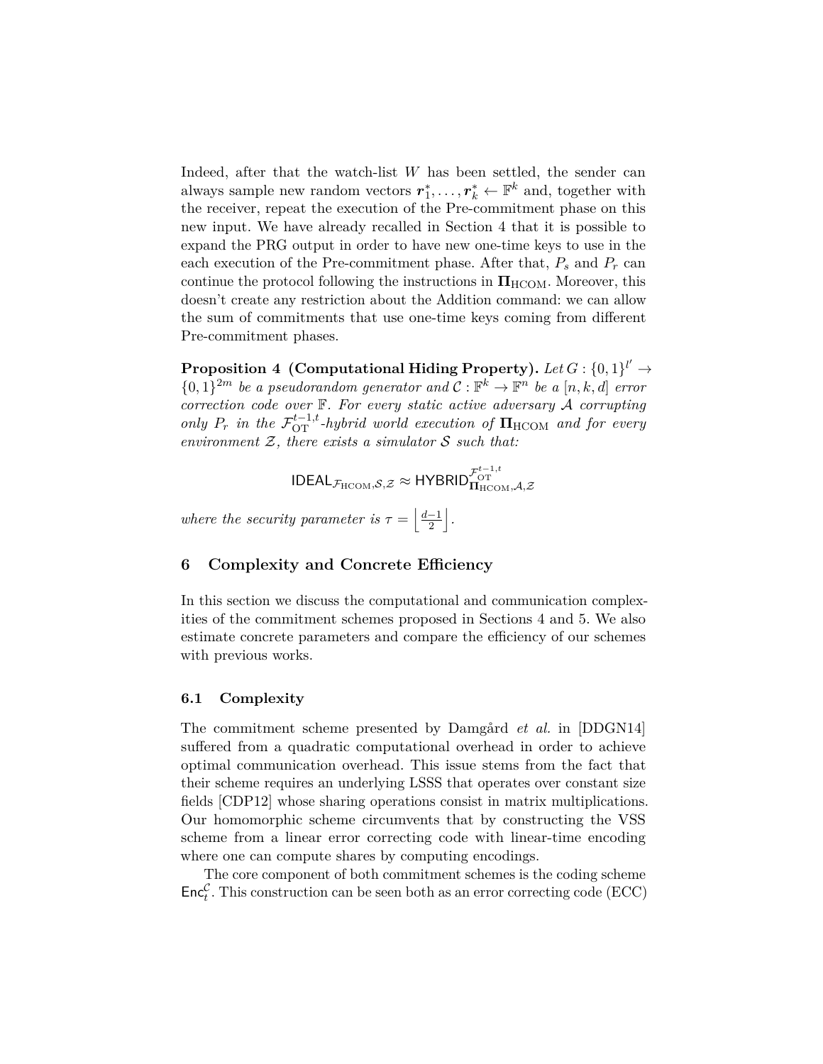Indeed, after that the watch-list $W$ has been settled, the sender can always sample new random vectors $\boldsymbol{r}_1^*, \ldots, \boldsymbol{r}_k^* \leftarrow \mathbb{F}^k$ and, together with the receiver, repeat the execution of the Pre-commitment phase on this new input. We have already recalled in Section 4 that it is possible to expand the PRG output in order to have new one-time keys to use in the each execution of the Pre-commitment phase. After that, $P_s$ and $P_r$ can continue the protocol following the instructions in $\boldsymbol{\Pi}_{\text{HCOM}}$. Moreover, this doesn't create any restriction about the Addition command: we can allow the sum of commitments that use one-time keys coming from different Pre-commitment phases.

**Proposition 4 (Computational Hiding Property).** *Let $G : \{0,1\}^{l'} \to \{0,1\}^{2m}$ be a pseudorandom generator and $\mathcal{C} : \mathbb{F}^k \to \mathbb{F}^n$ be a $[n, k, d]$ error correction code over $\mathbb{F}$. For every static active adversary $\mathcal{A}$ corrupting only $P_r$ in the $\mathcal{F}_{\text{OT}}^{t-1,t}$-hybrid world execution of $\boldsymbol{\Pi}_{\text{HCOM}}$ and for every environment $\mathcal{Z}$, there exists a simulator $\mathcal{S}$ such that:*

$$\mathsf{IDEAL}_{\mathcal{F}_{\text{HCOM}},\mathcal{S},\mathcal{Z}} \approx \mathsf{HYBRID}_{\boldsymbol{\Pi}_{\text{HCOM}},\mathcal{A},\mathcal{Z}}^{\mathcal{F}_{\text{OT}}^{t-1,t}}$$

*where the security parameter is $\tau = \left\lfloor \frac{d-1}{2} \right\rfloor$.*

## 6 Complexity and Concrete Efficiency

In this section we discuss the computational and communication complexities of the commitment schemes proposed in Sections 4 and 5. We also estimate concrete parameters and compare the efficiency of our schemes with previous works.

### 6.1 Complexity

The commitment scheme presented by Damgård *et al.* in [DDGN14] suffered from a quadratic computational overhead in order to achieve optimal communication overhead. This issue stems from the fact that their scheme requires an underlying LSSS that operates over constant size fields [CDP12] whose sharing operations consist in matrix multiplications. Our homomorphic scheme circumvents that by constructing the VSS scheme from a linear error correcting code with linear-time encoding where one can compute shares by computing encodings.

The core component of both commitment schemes is the coding scheme $\mathsf{Enc}_t^{\mathcal{C}}$. This construction can be seen both as an error correcting code (ECC)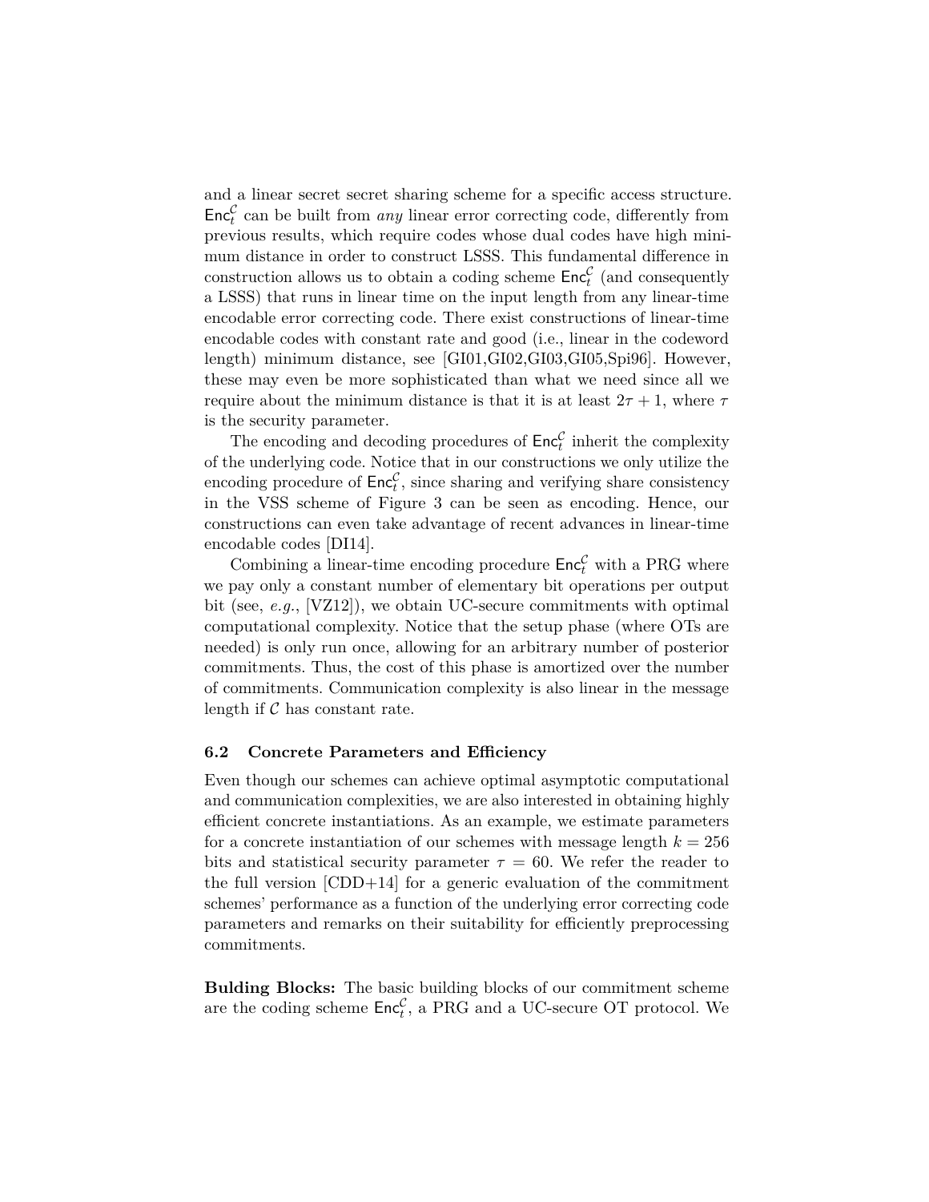and a linear secret secret sharing scheme for a specific access structure. $\mathsf{Enc}_t^{\mathcal{C}}$ can be built from *any* linear error correcting code, differently from previous results, which require codes whose dual codes have high minimum distance in order to construct LSSS. This fundamental difference in construction allows us to obtain a coding scheme $\mathsf{Enc}_t^{\mathcal{C}}$ (and consequently a LSSS) that runs in linear time on the input length from any linear-time encodable error correcting code. There exist constructions of linear-time encodable codes with constant rate and good (i.e., linear in the codeword length) minimum distance, see [GI01,GI02,GI03,GI05,Spi96]. However, these may even be more sophisticated than what we need since all we require about the minimum distance is that it is at least $2\tau + 1$, where $\tau$ is the security parameter.

The encoding and decoding procedures of $\mathsf{Enc}_t^{\mathcal{C}}$ inherit the complexity of the underlying code. Notice that in our constructions we only utilize the encoding procedure of $\mathsf{Enc}_t^{\mathcal{C}}$, since sharing and verifying share consistency in the VSS scheme of Figure 3 can be seen as encoding. Hence, our constructions can even take advantage of recent advances in linear-time encodable codes [DI14].

Combining a linear-time encoding procedure $\mathsf{Enc}_t^{\mathcal{C}}$ with a PRG where we pay only a constant number of elementary bit operations per output bit (see, *e.g.*, [VZ12]), we obtain UC-secure commitments with optimal computational complexity. Notice that the setup phase (where OTs are needed) is only run once, allowing for an arbitrary number of posterior commitments. Thus, the cost of this phase is amortized over the number of commitments. Communication complexity is also linear in the message length if $\mathcal{C}$ has constant rate.

### 6.2 Concrete Parameters and Efficiency

Even though our schemes can achieve optimal asymptotic computational and communication complexities, we are also interested in obtaining highly efficient concrete instantiations. As an example, we estimate parameters for a concrete instantiation of our schemes with message length $k = 256$ bits and statistical security parameter $\tau = 60$. We refer the reader to the full version [CDD+14] for a generic evaluation of the commitment schemes' performance as a function of the underlying error correcting code parameters and remarks on their suitability for efficiently preprocessing commitments.

**Bulding Blocks:** The basic building blocks of our commitment scheme are the coding scheme $\mathsf{Enc}_t^{\mathcal{C}}$, a PRG and a UC-secure OT protocol. We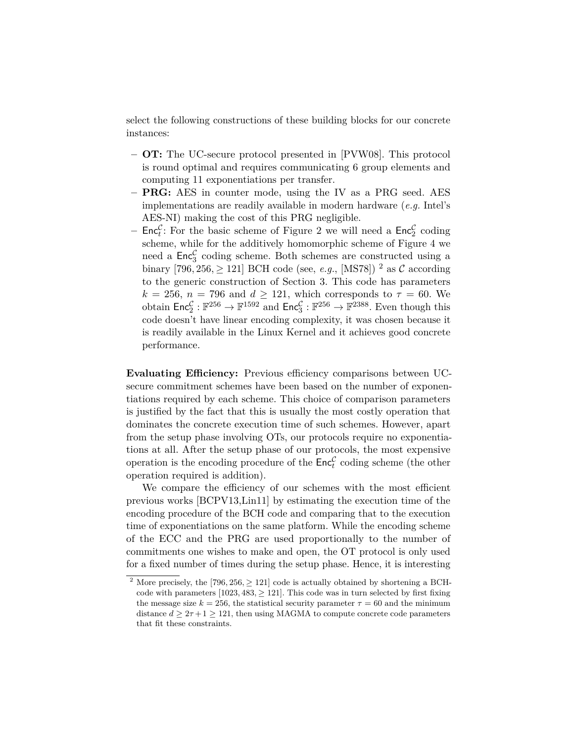select the following constructions of these building blocks for our concrete instances:

- **OT:** The UC-secure protocol presented in [PVW08]. This protocol is round optimal and requires communicating 6 group elements and computing 11 exponentiations per transfer.
- **PRG:** AES in counter mode, using the IV as a PRG seed. AES implementations are readily available in modern hardware (*e.g.* Intel's AES-NI) making the cost of this PRG negligible.
- $\mathsf{Enc}_t^{\mathcal{C}}$: For the basic scheme of Figure 2 we will need a $\mathsf{Enc}_2^{\mathcal{C}}$ coding scheme, while for the additively homomorphic scheme of Figure 4 we need a $\mathsf{Enc}_3^{\mathcal{C}}$ coding scheme. Both schemes are constructed using a binary $[796, 256, \geq 121]$ BCH code (see, *e.g.*, [MS78]) [2] as $\mathcal{C}$ according to the generic construction of Section 3. This code has parameters $k = 256$, $n = 796$ and $d \geq 121$, which corresponds to $\tau = 60$. We obtain $\mathsf{Enc}_2^{\mathcal{C}} : \mathbb{F}^{256} \rightarrow \mathbb{F}^{1592}$ and $\mathsf{Enc}_3^{\mathcal{C}} : \mathbb{F}^{256} \rightarrow \mathbb{F}^{2388}$. Even though this code doesn't have linear encoding complexity, it was chosen because it is readily available in the Linux Kernel and it achieves good concrete performance.

**Evaluating Efficiency:** Previous efficiency comparisons between UC-secure commitment schemes have been based on the number of exponentiations required by each scheme. This choice of comparison parameters is justified by the fact that this is usually the most costly operation that dominates the concrete execution time of such schemes. However, apart from the setup phase involving OTs, our protocols require no exponentiations at all. After the setup phase of our protocols, the most expensive operation is the encoding procedure of the $\mathsf{Enc}_t^{\mathcal{C}}$ coding scheme (the other operation required is addition).

We compare the efficiency of our schemes with the most efficient previous works [BCPV13,Lin11] by estimating the execution time of the encoding procedure of the BCH code and comparing that to the execution time of exponentiations on the same platform. While the encoding scheme of the ECC and the PRG are used proportionally to the number of commitments one wishes to make and open, the OT protocol is only used for a fixed number of times during the setup phase. Hence, it is interesting

[2] More precisely, the $[796, 256, \geq 121]$ code is actually obtained by shortening a BCH-code with parameters $[1023, 483, \geq 121]$. This code was in turn selected by first fixing the message size $k = 256$, the statistical security parameter $\tau = 60$ and the minimum distance $d \geq 2\tau + 1 \geq 121$, then using MAGMA to compute concrete code parameters that fit these constraints.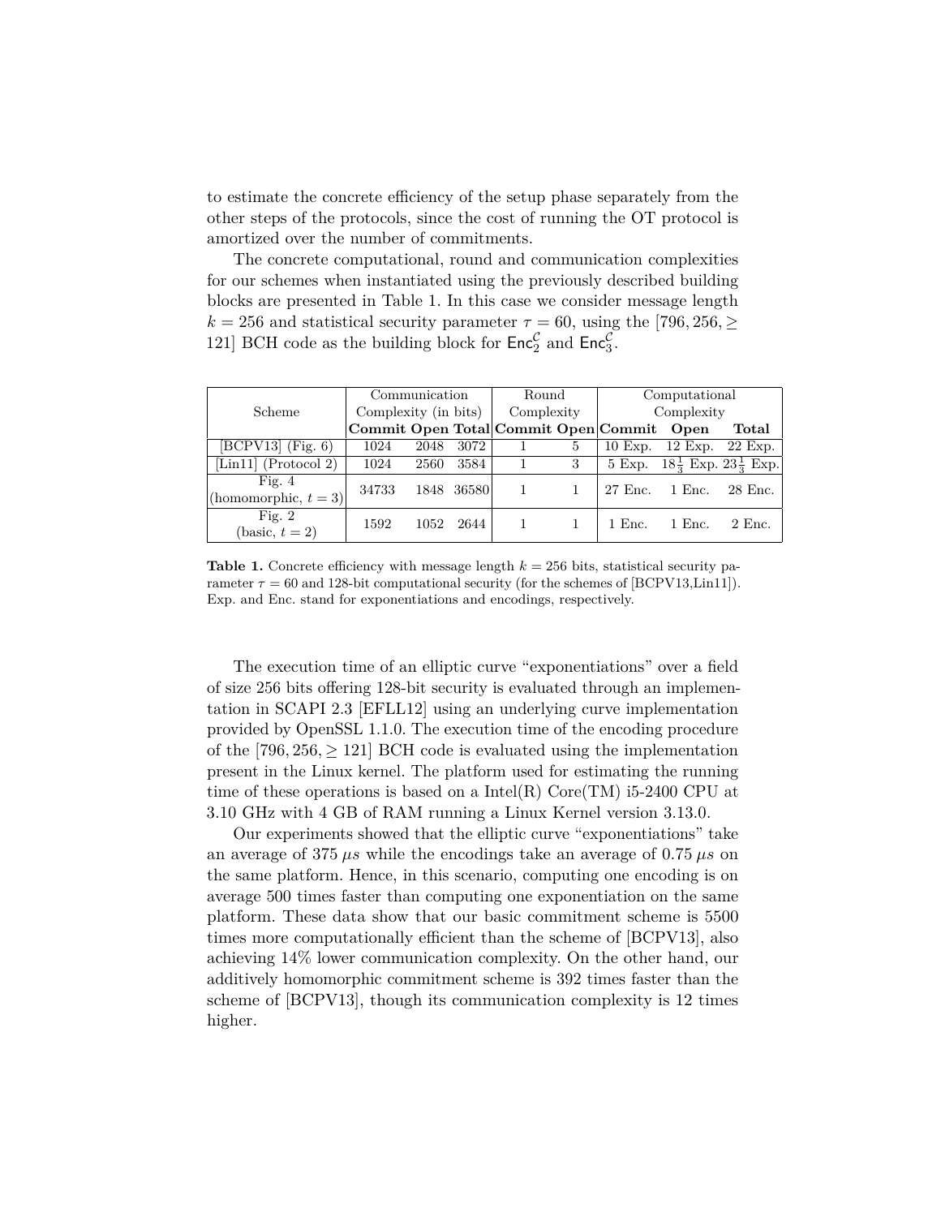to estimate the concrete efficiency of the setup phase separately from the other steps of the protocols, since the cost of running the OT protocol is amortized over the number of commitments.

The concrete computational, round and communication complexities for our schemes when instantiated using the previously described building blocks are presented in Table 1. In this case we consider message length $k = 256$ and statistical security parameter $\tau = 60$, using the $[796, 256, \geq 121]$ BCH code as the building block for $\mathsf{Enc}_2^{\mathcal{C}}$ and $\mathsf{Enc}_3^{\mathcal{C}}$.

| Scheme | Communication Complexity (in bits) | | | Round Complexity | | Computational Complexity | | |
|---|---|---|---|---|---|---|---|---|
| | **Commit** | **Open** | **Total** | **Commit** | **Open** | **Commit** | **Open** | **Total** |
| [BCPV13] (Fig. 6) | 1024 | 2048 | 3072 | 1 | 5 | 10 Exp. | 12 Exp. | 22 Exp. |
| [Lin11] (Protocol 2) | 1024 | 2560 | 3584 | 1 | 3 | 5 Exp. | $18\frac{1}{3}$ Exp. | $23\frac{1}{3}$ Exp. |
| Fig. 4 (homomorphic, $t = 3$) | 34733 | 1848 | 36580 | 1 | 1 | 27 Enc. | 1 Enc. | 28 Enc. |
| Fig. 2 (basic, $t = 2$) | 1592 | 1052 | 2644 | 1 | 1 | 1 Enc. | 1 Enc. | 2 Enc. |

**Table 1.** Concrete efficiency with message length $k = 256$ bits, statistical security parameter $\tau = 60$ and 128-bit computational security (for the schemes of [BCPV13,Lin11]). Exp. and Enc. stand for exponentiations and encodings, respectively.

The execution time of an elliptic curve "exponentiations" over a field of size 256 bits offering 128-bit security is evaluated through an implementation in SCAPI 2.3 [EFLL12] using an underlying curve implementation provided by OpenSSL 1.1.0. The execution time of the encoding procedure of the $[796, 256, \geq 121]$ BCH code is evaluated using the implementation present in the Linux kernel. The platform used for estimating the running time of these operations is based on a Intel(R) Core(TM) i5-2400 CPU at 3.10 GHz with 4 GB of RAM running a Linux Kernel version 3.13.0.

Our experiments showed that the elliptic curve "exponentiations" take an average of 375 $\mu s$ while the encodings take an average of 0.75 $\mu s$ on the same platform. Hence, in this scenario, computing one encoding is on average 500 times faster than computing one exponentiation on the same platform. These data show that our basic commitment scheme is 5500 times more computationally efficient than the scheme of [BCPV13], also achieving 14% lower communication complexity. On the other hand, our additively homomorphic commitment scheme is 392 times faster than the scheme of [BCPV13], though its communication complexity is 12 times higher.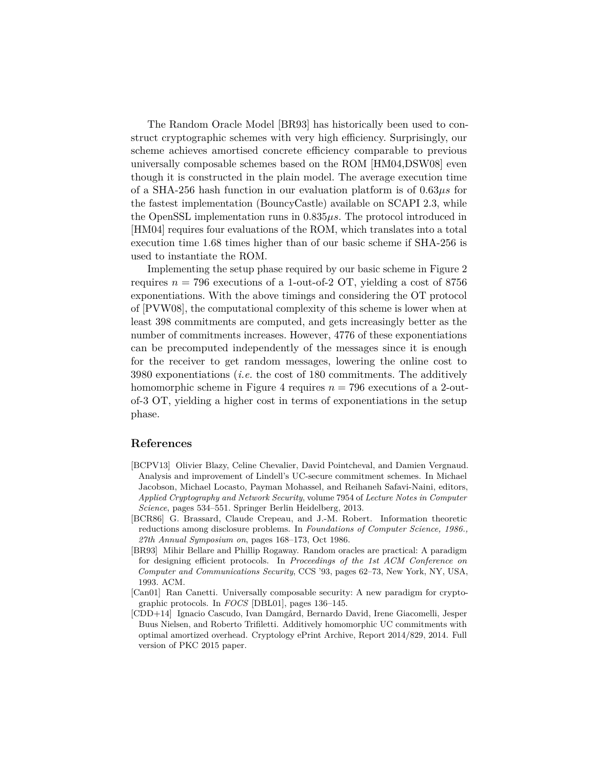The Random Oracle Model [BR93] has historically been used to construct cryptographic schemes with very high efficiency. Surprisingly, our scheme achieves amortised concrete efficiency comparable to previous universally composable schemes based on the ROM [HM04,DSW08] even though it is constructed in the plain model. The average execution time of a SHA-256 hash function in our evaluation platform is of $0.63\mu s$ for the fastest implementation (BouncyCastle) available on SCAPI 2.3, while the OpenSSL implementation runs in $0.835\mu s$. The protocol introduced in [HM04] requires four evaluations of the ROM, which translates into a total execution time 1.68 times higher than of our basic scheme if SHA-256 is used to instantiate the ROM.

Implementing the setup phase required by our basic scheme in Figure 2 requires $n = 796$ executions of a 1-out-of-2 OT, yielding a cost of 8756 exponentiations. With the above timings and considering the OT protocol of [PVW08], the computational complexity of this scheme is lower when at least 398 commitments are computed, and gets increasingly better as the number of commitments increases. However, 4776 of these exponentiations can be precomputed independently of the messages since it is enough for the receiver to get random messages, lowering the online cost to 3980 exponentiations (*i.e.* the cost of 180 commitments. The additively homomorphic scheme in Figure 4 requires $n = 796$ executions of a 2-out-of-3 OT, yielding a higher cost in terms of exponentiations in the setup phase.

## References

[BCPV13] Olivier Blazy, Celine Chevalier, David Pointcheval, and Damien Vergnaud. Analysis and improvement of Lindell's UC-secure commitment schemes. In Michael Jacobson, Michael Locasto, Payman Mohassel, and Reihaneh Safavi-Naini, editors, *Applied Cryptography and Network Security*, volume 7954 of *Lecture Notes in Computer Science*, pages 534–551. Springer Berlin Heidelberg, 2013.

[BCR86] G. Brassard, Claude Crepeau, and J.-M. Robert. Information theoretic reductions among disclosure problems. In *Foundations of Computer Science, 1986., 27th Annual Symposium on*, pages 168–173, Oct 1986.

[BR93] Mihir Bellare and Phillip Rogaway. Random oracles are practical: A paradigm for designing efficient protocols. In *Proceedings of the 1st ACM Conference on Computer and Communications Security*, CCS '93, pages 62–73, New York, NY, USA, 1993. ACM.

[Can01] Ran Canetti. Universally composable security: A new paradigm for cryptographic protocols. In *FOCS* [DBL01], pages 136–145.

[CDD+14] Ignacio Cascudo, Ivan Damgård, Bernardo David, Irene Giacomelli, Jesper Buus Nielsen, and Roberto Trifiletti. Additively homomorphic UC commitments with optimal amortized overhead. Cryptology ePrint Archive, Report 2014/829, 2014. Full version of PKC 2015 paper.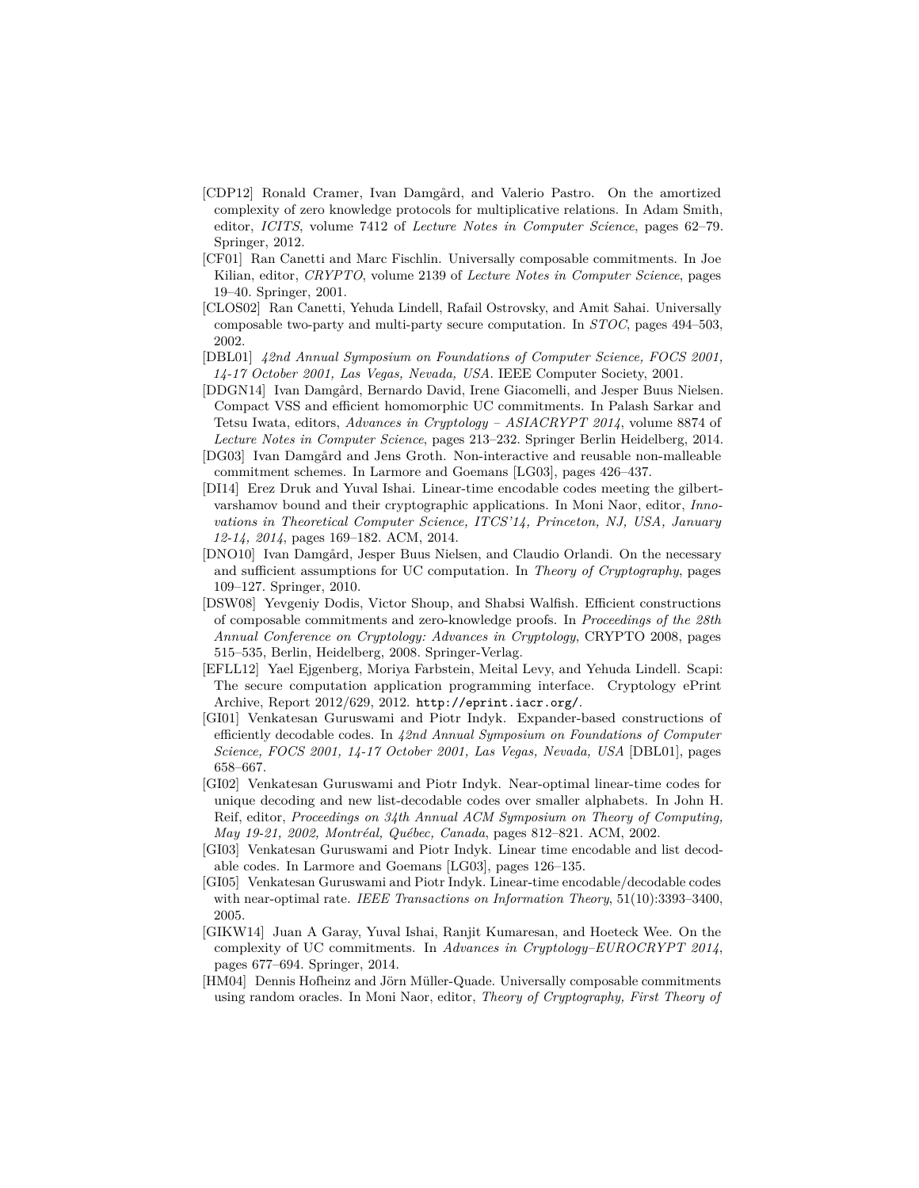[CDP12] Ronald Cramer, Ivan Damgård, and Valerio Pastro. On the amortized complexity of zero knowledge protocols for multiplicative relations. In Adam Smith, editor, *ICITS*, volume 7412 of *Lecture Notes in Computer Science*, pages 62–79. Springer, 2012.

[CF01] Ran Canetti and Marc Fischlin. Universally composable commitments. In Joe Kilian, editor, *CRYPTO*, volume 2139 of *Lecture Notes in Computer Science*, pages 19–40. Springer, 2001.

[CLOS02] Ran Canetti, Yehuda Lindell, Rafail Ostrovsky, and Amit Sahai. Universally composable two-party and multi-party secure computation. In *STOC*, pages 494–503, 2002.

[DBL01] *42nd Annual Symposium on Foundations of Computer Science, FOCS 2001, 14-17 October 2001, Las Vegas, Nevada, USA*. IEEE Computer Society, 2001.

[DDGN14] Ivan Damgård, Bernardo David, Irene Giacomelli, and Jesper Buus Nielsen. Compact VSS and efficient homomorphic UC commitments. In Palash Sarkar and Tetsu Iwata, editors, *Advances in Cryptology – ASIACRYPT 2014*, volume 8874 of *Lecture Notes in Computer Science*, pages 213–232. Springer Berlin Heidelberg, 2014.

[DG03] Ivan Damgård and Jens Groth. Non-interactive and reusable non-malleable commitment schemes. In Larmore and Goemans [LG03], pages 426–437.

[DI14] Erez Druk and Yuval Ishai. Linear-time encodable codes meeting the gilbert-varshamov bound and their cryptographic applications. In Moni Naor, editor, *Innovations in Theoretical Computer Science, ITCS'14, Princeton, NJ, USA, January 12-14, 2014*, pages 169–182. ACM, 2014.

[DNO10] Ivan Damgård, Jesper Buus Nielsen, and Claudio Orlandi. On the necessary and sufficient assumptions for UC computation. In *Theory of Cryptography*, pages 109–127. Springer, 2010.

[DSW08] Yevgeniy Dodis, Victor Shoup, and Shabsi Walfish. Efficient constructions of composable commitments and zero-knowledge proofs. In *Proceedings of the 28th Annual Conference on Cryptology: Advances in Cryptology*, CRYPTO 2008, pages 515–535, Berlin, Heidelberg, 2008. Springer-Verlag.

[EFLL12] Yael Ejgenberg, Moriya Farbstein, Meital Levy, and Yehuda Lindell. Scapi: The secure computation application programming interface. Cryptology ePrint Archive, Report 2012/629, 2012. `http://eprint.iacr.org/`.

[GI01] Venkatesan Guruswami and Piotr Indyk. Expander-based constructions of efficiently decodable codes. In *42nd Annual Symposium on Foundations of Computer Science, FOCS 2001, 14-17 October 2001, Las Vegas, Nevada, USA* [DBL01], pages 658–667.

[GI02] Venkatesan Guruswami and Piotr Indyk. Near-optimal linear-time codes for unique decoding and new list-decodable codes over smaller alphabets. In John H. Reif, editor, *Proceedings on 34th Annual ACM Symposium on Theory of Computing, May 19-21, 2002, Montréal, Québec, Canada*, pages 812–821. ACM, 2002.

[GI03] Venkatesan Guruswami and Piotr Indyk. Linear time encodable and list decodable codes. In Larmore and Goemans [LG03], pages 126–135.

[GI05] Venkatesan Guruswami and Piotr Indyk. Linear-time encodable/decodable codes with near-optimal rate. *IEEE Transactions on Information Theory*, 51(10):3393–3400, 2005.

[GIKW14] Juan A Garay, Yuval Ishai, Ranjit Kumaresan, and Hoeteck Wee. On the complexity of UC commitments. In *Advances in Cryptology–EUROCRYPT 2014*, pages 677–694. Springer, 2014.

[HM04] Dennis Hofheinz and Jörn Müller-Quade. Universally composable commitments using random oracles. In Moni Naor, editor, *Theory of Cryptography, First Theory of*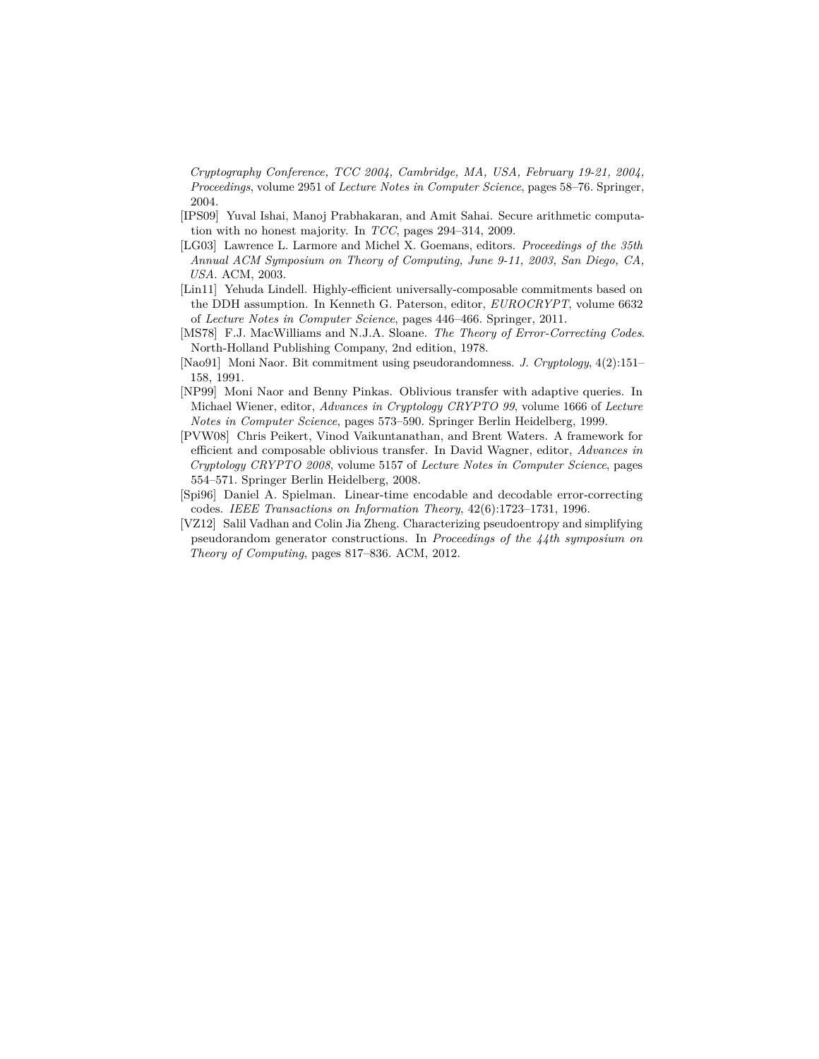*Cryptography Conference, TCC 2004, Cambridge, MA, USA, February 19-21, 2004, Proceedings*, volume 2951 of *Lecture Notes in Computer Science*, pages 58–76. Springer, 2004.

[IPS09] Yuval Ishai, Manoj Prabhakaran, and Amit Sahai. Secure arithmetic computation with no honest majority. In *TCC*, pages 294–314, 2009.

[LG03] Lawrence L. Larmore and Michel X. Goemans, editors. *Proceedings of the 35th Annual ACM Symposium on Theory of Computing, June 9-11, 2003, San Diego, CA, USA*. ACM, 2003.

[Lin11] Yehuda Lindell. Highly-efficient universally-composable commitments based on the DDH assumption. In Kenneth G. Paterson, editor, *EUROCRYPT*, volume 6632 of *Lecture Notes in Computer Science*, pages 446–466. Springer, 2011.

[MS78] F.J. MacWilliams and N.J.A. Sloane. *The Theory of Error-Correcting Codes*. North-Holland Publishing Company, 2nd edition, 1978.

[Nao91] Moni Naor. Bit commitment using pseudorandomness. *J. Cryptology*, 4(2):151–158, 1991.

[NP99] Moni Naor and Benny Pinkas. Oblivious transfer with adaptive queries. In Michael Wiener, editor, *Advances in Cryptology CRYPTO 99*, volume 1666 of *Lecture Notes in Computer Science*, pages 573–590. Springer Berlin Heidelberg, 1999.

[PVW08] Chris Peikert, Vinod Vaikuntanathan, and Brent Waters. A framework for efficient and composable oblivious transfer. In David Wagner, editor, *Advances in Cryptology CRYPTO 2008*, volume 5157 of *Lecture Notes in Computer Science*, pages 554–571. Springer Berlin Heidelberg, 2008.

[Spi96] Daniel A. Spielman. Linear-time encodable and decodable error-correcting codes. *IEEE Transactions on Information Theory*, 42(6):1723–1731, 1996.

[VZ12] Salil Vadhan and Colin Jia Zheng. Characterizing pseudoentropy and simplifying pseudorandom generator constructions. In *Proceedings of the 44th symposium on Theory of Computing*, pages 817–836. ACM, 2012.